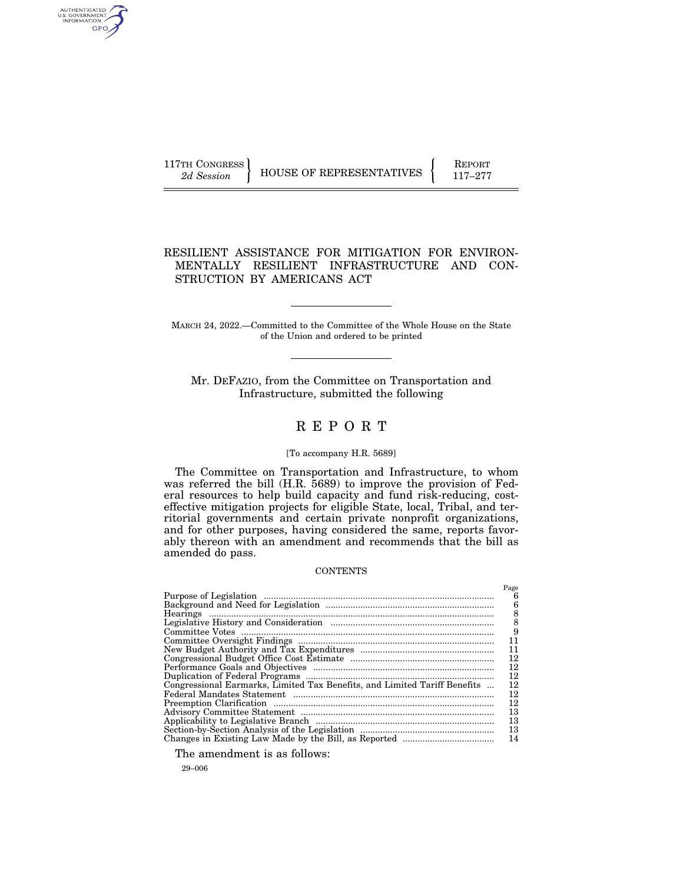117TH CONGRESS
*2d Session*

HOUSE OF REPRESENTATIVES

REPORT
117–277

# RESILIENT ASSISTANCE FOR MITIGATION FOR ENVIRONMENTALLY RESILIENT INFRASTRUCTURE AND CONSTRUCTION BY AMERICANS ACT

MARCH 24, 2022.—Committed to the Committee of the Whole House on the State of the Union and ordered to be printed

Mr. DEFAZIO, from the Committee on Transportation and Infrastructure, submitted the following

## R E P O R T

[To accompany H.R. 5689]

The Committee on Transportation and Infrastructure, to whom was referred the bill (H.R. 5689) to improve the provision of Federal resources to help build capacity and fund risk-reducing, cost-effective mitigation projects for eligible State, local, Tribal, and territorial governments and certain private nonprofit organizations, and for other purposes, having considered the same, reports favorably thereon with an amendment and recommends that the bill as amended do pass.

CONTENTS

| | Page |
|---|---|
| Purpose of Legislation | 6 |
| Background and Need for Legislation | 6 |
| Hearings | 8 |
| Legislative History and Consideration | 8 |
| Committee Votes | 9 |
| Committee Oversight Findings | 11 |
| New Budget Authority and Tax Expenditures | 11 |
| Congressional Budget Office Cost Estimate | 12 |
| Performance Goals and Objectives | 12 |
| Duplication of Federal Programs | 12 |
| Congressional Earmarks, Limited Tax Benefits, and Limited Tariff Benefits | 12 |
| Federal Mandates Statement | 12 |
| Preemption Clarification | 12 |
| Advisory Committee Statement | 13 |
| Applicability to Legislative Branch | 13 |
| Section-by-Section Analysis of the Legislation | 13 |
| Changes in Existing Law Made by the Bill, as Reported | 14 |

The amendment is as follows:

29–006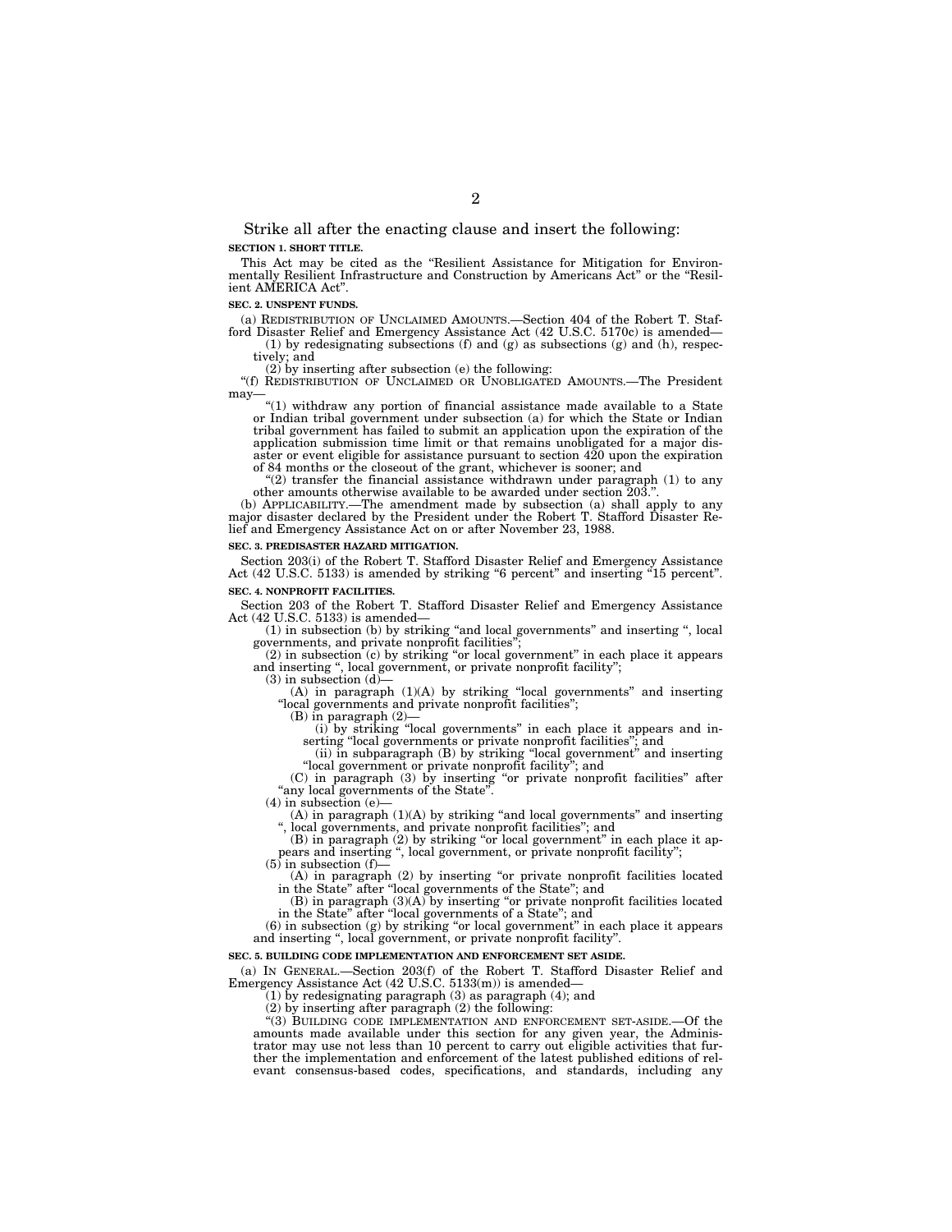Strike all after the enacting clause and insert the following:

**SECTION 1. SHORT TITLE.**

This Act may be cited as the "Resilient Assistance for Mitigation for Environmentally Resilient Infrastructure and Construction by Americans Act" or the "Resilient AMERICA Act".

**SEC. 2. UNSPENT FUNDS.**

(a) REDISTRIBUTION OF UNCLAIMED AMOUNTS.—Section 404 of the Robert T. Stafford Disaster Relief and Emergency Assistance Act (42 U.S.C. 5170c) is amended—

(1) by redesignating subsections (f) and (g) as subsections (g) and (h), respectively; and

(2) by inserting after subsection (e) the following:

"(f) REDISTRIBUTION OF UNCLAIMED OR UNOBLIGATED AMOUNTS.—The President may—

"(1) withdraw any portion of financial assistance made available to a State or Indian tribal government under subsection (a) for which the State or Indian tribal government has failed to submit an application upon the expiration of the application submission time limit or that remains unobligated for a major disaster or event eligible for assistance pursuant to section 420 upon the expiration of 84 months or the closeout of the grant, whichever is sooner; and

"(2) transfer the financial assistance withdrawn under paragraph (1) to any other amounts otherwise available to be awarded under section 203.".

(b) APPLICABILITY.—The amendment made by subsection (a) shall apply to any major disaster declared by the President under the Robert T. Stafford Disaster Relief and Emergency Assistance Act on or after November 23, 1988.

**SEC. 3. PREDISASTER HAZARD MITIGATION.**

Section 203(i) of the Robert T. Stafford Disaster Relief and Emergency Assistance Act (42 U.S.C. 5133) is amended by striking "6 percent" and inserting "15 percent".

**SEC. 4. NONPROFIT FACILITIES.**

Section 203 of the Robert T. Stafford Disaster Relief and Emergency Assistance Act (42 U.S.C. 5133) is amended—

(1) in subsection (b) by striking "and local governments" and inserting ", local governments, and private nonprofit facilities";

(2) in subsection (c) by striking "or local government" in each place it appears and inserting ", local government, or private nonprofit facility";

(3) in subsection (d)—

(A) in paragraph (1)(A) by striking "local governments" and inserting "local governments and private nonprofit facilities";

(B) in paragraph (2)—

(i) by striking "local governments" in each place it appears and inserting "local governments or private nonprofit facilities"; and

(ii) in subparagraph (B) by striking "local government" and inserting "local government or private nonprofit facility"; and

(C) in paragraph (3) by inserting "or private nonprofit facilities" after "any local governments of the State".

(4) in subsection (e)—

(A) in paragraph (1)(A) by striking "and local governments" and inserting ", local governments, and private nonprofit facilities"; and

(B) in paragraph (2) by striking "or local government" in each place it appears and inserting ", local government, or private nonprofit facility";

(5) in subsection (f)—

(A) in paragraph (2) by inserting "or private nonprofit facilities located in the State" after "local governments of the State"; and

(B) in paragraph (3)(A) by inserting "or private nonprofit facilities located in the State" after "local governments of a State"; and

(6) in subsection (g) by striking "or local government" in each place it appears and inserting ", local government, or private nonprofit facility".

**SEC. 5. BUILDING CODE IMPLEMENTATION AND ENFORCEMENT SET ASIDE.**

(a) IN GENERAL.—Section 203(f) of the Robert T. Stafford Disaster Relief and Emergency Assistance Act (42 U.S.C. 5133(m)) is amended—

(1) by redesignating paragraph (3) as paragraph (4); and

(2) by inserting after paragraph (2) the following:

"(3) BUILDING CODE IMPLEMENTATION AND ENFORCEMENT SET-ASIDE.—Of the amounts made available under this section for any given year, the Administrator may use not less than 10 percent to carry out eligible activities that further the implementation and enforcement of the latest published editions of relevant consensus-based codes, specifications, and standards, including any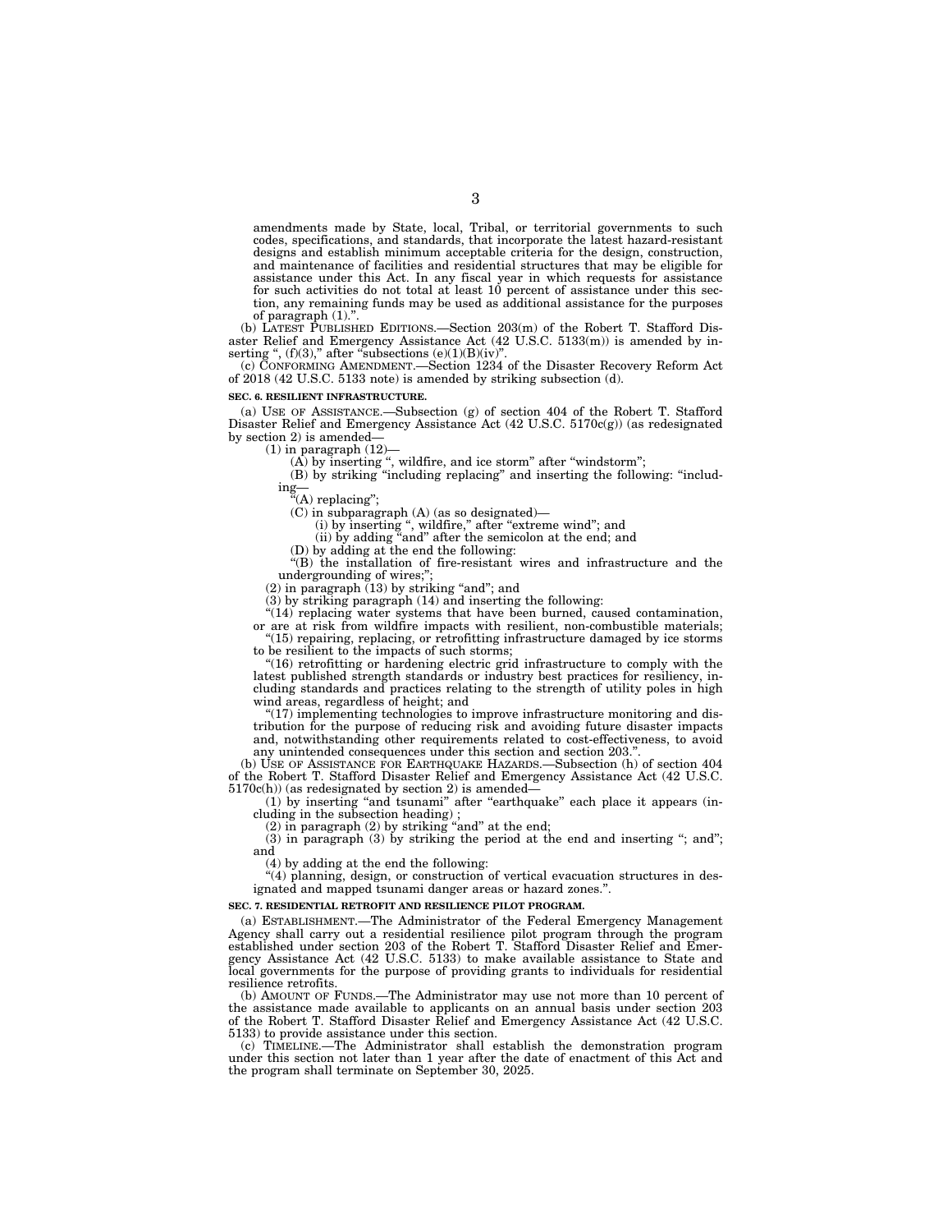amendments made by State, local, Tribal, or territorial governments to such codes, specifications, and standards, that incorporate the latest hazard-resistant designs and establish minimum acceptable criteria for the design, construction, and maintenance of facilities and residential structures that may be eligible for assistance under this Act. In any fiscal year in which requests for assistance for such activities do not total at least 10 percent of assistance under this section, any remaining funds may be used as additional assistance for the purposes of paragraph (1).".

(b) LATEST PUBLISHED EDITIONS.—Section 203(m) of the Robert T. Stafford Disaster Relief and Emergency Assistance Act (42 U.S.C. 5133(m)) is amended by inserting ", (f)(3)," after "subsections (e)(1)(B)(iv)".

(c) CONFORMING AMENDMENT.—Section 1234 of the Disaster Recovery Reform Act of 2018 (42 U.S.C. 5133 note) is amended by striking subsection (d).

**SEC. 6. RESILIENT INFRASTRUCTURE.**

(a) USE OF ASSISTANCE.—Subsection (g) of section 404 of the Robert T. Stafford Disaster Relief and Emergency Assistance Act (42 U.S.C. 5170c(g)) (as redesignated by section 2) is amended—

(1) in paragraph (12)—

(A) by inserting ", wildfire, and ice storm" after "windstorm";

(B) by striking "including replacing" and inserting the following: "including—

"(A) replacing";

(C) in subparagraph (A) (as so designated)—

(i) by inserting ", wildfire," after "extreme wind"; and

(ii) by adding "and" after the semicolon at the end; and

(D) by adding at the end the following:

"(B) the installation of fire-resistant wires and infrastructure and the undergrounding of wires;";

(2) in paragraph (13) by striking "and"; and

(3) by striking paragraph (14) and inserting the following:

"(14) replacing water systems that have been burned, caused contamination, or are at risk from wildfire impacts with resilient, non-combustible materials;

"(15) repairing, replacing, or retrofitting infrastructure damaged by ice storms to be resilient to the impacts of such storms;

"(16) retrofitting or hardening electric grid infrastructure to comply with the latest published strength standards or industry best practices for resiliency, including standards and practices relating to the strength of utility poles in high wind areas, regardless of height; and

"(17) implementing technologies to improve infrastructure monitoring and distribution for the purpose of reducing risk and avoiding future disaster impacts and, notwithstanding other requirements related to cost-effectiveness, to avoid any unintended consequences under this section and section 203.".

(b) USE OF ASSISTANCE FOR EARTHQUAKE HAZARDS.—Subsection (h) of section 404 of the Robert T. Stafford Disaster Relief and Emergency Assistance Act (42 U.S.C. 5170c(h)) (as redesignated by section 2) is amended—

(1) by inserting "and tsunami" after "earthquake" each place it appears (including in the subsection heading) ;

(2) in paragraph (2) by striking "and" at the end;

(3) in paragraph (3) by striking the period at the end and inserting "; and"; and

(4) by adding at the end the following:

"(4) planning, design, or construction of vertical evacuation structures in designated and mapped tsunami danger areas or hazard zones.".

**SEC. 7. RESIDENTIAL RETROFIT AND RESILIENCE PILOT PROGRAM.**

(a) ESTABLISHMENT.—The Administrator of the Federal Emergency Management Agency shall carry out a residential resilience pilot program through the program established under section 203 of the Robert T. Stafford Disaster Relief and Emergency Assistance Act (42 U.S.C. 5133) to make available assistance to State and local governments for the purpose of providing grants to individuals for residential resilience retrofits.

(b) AMOUNT OF FUNDS.—The Administrator may use not more than 10 percent of the assistance made available to applicants on an annual basis under section 203 of the Robert T. Stafford Disaster Relief and Emergency Assistance Act (42 U.S.C. 5133) to provide assistance under this section.

(c) TIMELINE.—The Administrator shall establish the demonstration program under this section not later than 1 year after the date of enactment of this Act and the program shall terminate on September 30, 2025.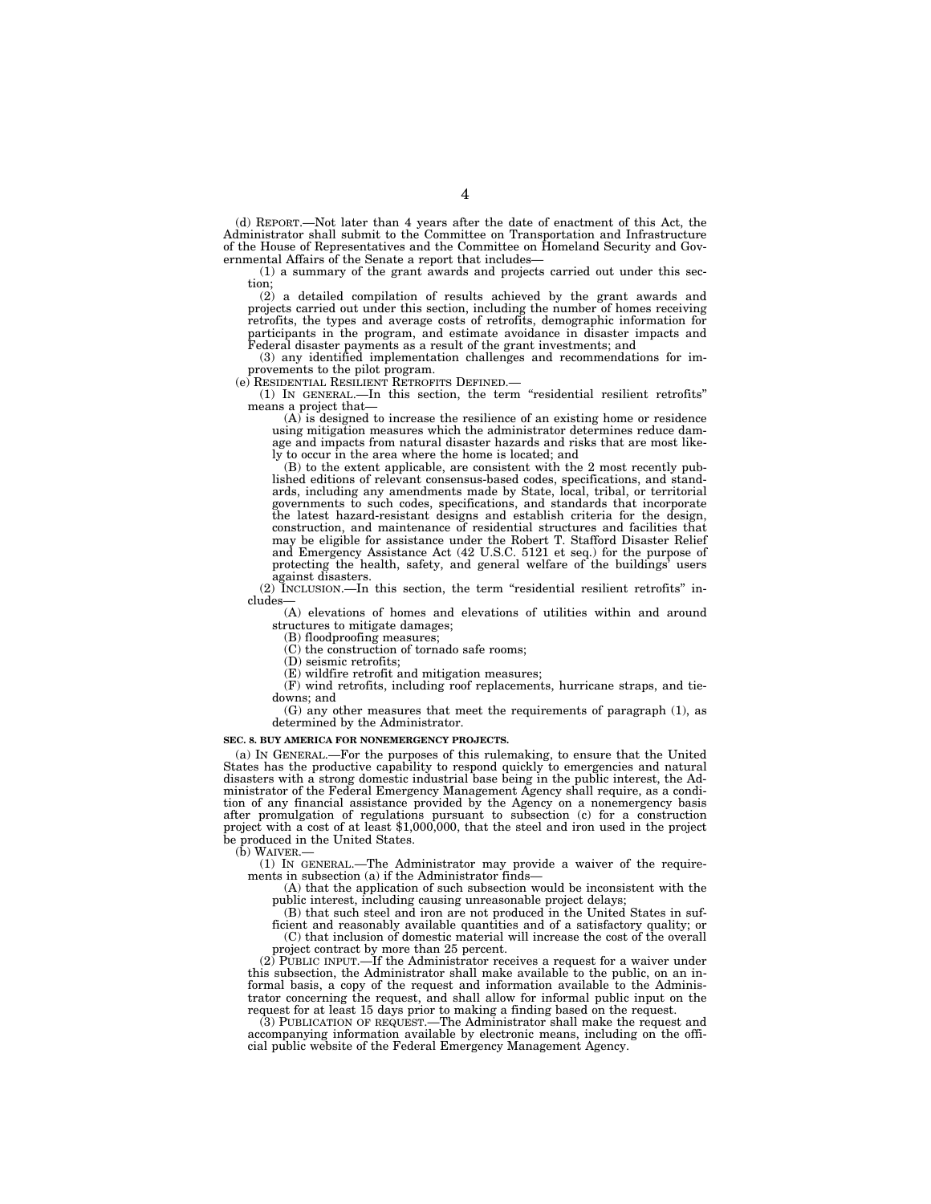(d) REPORT.—Not later than 4 years after the date of enactment of this Act, the Administrator shall submit to the Committee on Transportation and Infrastructure of the House of Representatives and the Committee on Homeland Security and Governmental Affairs of the Senate a report that includes—

(1) a summary of the grant awards and projects carried out under this section;

(2) a detailed compilation of results achieved by the grant awards and projects carried out under this section, including the number of homes receiving retrofits, the types and average costs of retrofits, demographic information for participants in the program, and estimate avoidance in disaster impacts and Federal disaster payments as a result of the grant investments; and

(3) any identified implementation challenges and recommendations for improvements to the pilot program.

(e) RESIDENTIAL RESILIENT RETROFITS DEFINED.—

(1) IN GENERAL.—In this section, the term "residential resilient retrofits" means a project that—

(A) is designed to increase the resilience of an existing home or residence using mitigation measures which the administrator determines reduce damage and impacts from natural disaster hazards and risks that are most likely to occur in the area where the home is located; and

(B) to the extent applicable, are consistent with the 2 most recently published editions of relevant consensus-based codes, specifications, and standards, including any amendments made by State, local, tribal, or territorial governments to such codes, specifications, and standards that incorporate the latest hazard-resistant designs and establish criteria for the design, construction, and maintenance of residential structures and facilities that may be eligible for assistance under the Robert T. Stafford Disaster Relief and Emergency Assistance Act (42 U.S.C. 5121 et seq.) for the purpose of protecting the health, safety, and general welfare of the buildings' users against disasters.

(2) INCLUSION.—In this section, the term "residential resilient retrofits" includes—

(A) elevations of homes and elevations of utilities within and around structures to mitigate damages;

(B) floodproofing measures;

(C) the construction of tornado safe rooms;

(D) seismic retrofits;

(E) wildfire retrofit and mitigation measures;

(F) wind retrofits, including roof replacements, hurricane straps, and tie-downs; and

(G) any other measures that meet the requirements of paragraph (1), as determined by the Administrator.

**SEC. 8. BUY AMERICA FOR NONEMERGENCY PROJECTS.**

(a) IN GENERAL.—For the purposes of this rulemaking, to ensure that the United States has the productive capability to respond quickly to emergencies and natural disasters with a strong domestic industrial base being in the public interest, the Administrator of the Federal Emergency Management Agency shall require, as a condition of any financial assistance provided by the Agency on a nonemergency basis after promulgation of regulations pursuant to subsection (c) for a construction project with a cost of at least $1,000,000, that the steel and iron used in the project be produced in the United States.

(b) WAIVER.—

(1) IN GENERAL.—The Administrator may provide a waiver of the requirements in subsection (a) if the Administrator finds—

(A) that the application of such subsection would be inconsistent with the public interest, including causing unreasonable project delays;

(B) that such steel and iron are not produced in the United States in sufficient and reasonably available quantities and of a satisfactory quality; or

(C) that inclusion of domestic material will increase the cost of the overall project contract by more than 25 percent.

(2) PUBLIC INPUT.—If the Administrator receives a request for a waiver under this subsection, the Administrator shall make available to the public, on an informal basis, a copy of the request and information available to the Administrator concerning the request, and shall allow for informal public input on the request for at least 15 days prior to making a finding based on the request.

(3) PUBLICATION OF REQUEST.—The Administrator shall make the request and accompanying information available by electronic means, including on the official public website of the Federal Emergency Management Agency.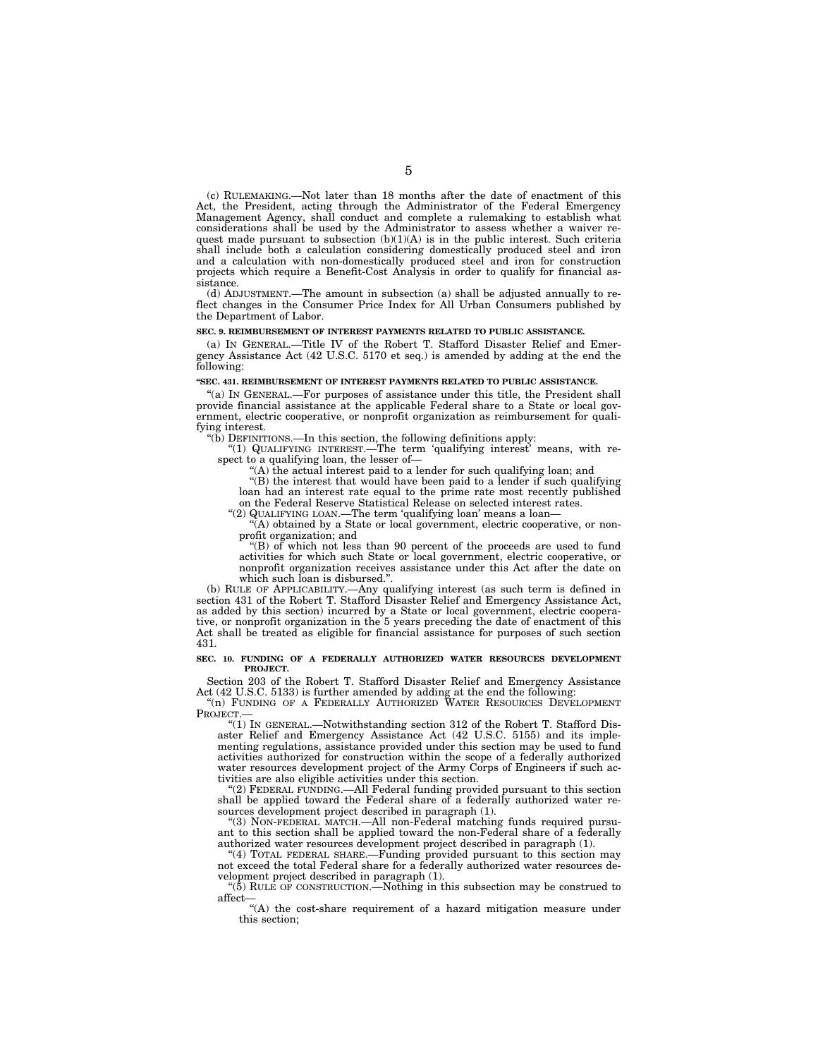(c) RULEMAKING.—Not later than 18 months after the date of enactment of this Act, the President, acting through the Administrator of the Federal Emergency Management Agency, shall conduct and complete a rulemaking to establish what considerations shall be used by the Administrator to assess whether a waiver request made pursuant to subsection (b)(1)(A) is in the public interest. Such criteria shall include both a calculation considering domestically produced steel and iron and a calculation with non-domestically produced steel and iron for construction projects which require a Benefit-Cost Analysis in order to qualify for financial assistance.

(d) ADJUSTMENT.—The amount in subsection (a) shall be adjusted annually to reflect changes in the Consumer Price Index for All Urban Consumers published by the Department of Labor.

**SEC. 9. REIMBURSEMENT OF INTEREST PAYMENTS RELATED TO PUBLIC ASSISTANCE.**

(a) IN GENERAL.—Title IV of the Robert T. Stafford Disaster Relief and Emergency Assistance Act (42 U.S.C. 5170 et seq.) is amended by adding at the end the following:

**"SEC. 431. REIMBURSEMENT OF INTEREST PAYMENTS RELATED TO PUBLIC ASSISTANCE.**

"(a) IN GENERAL.—For purposes of assistance under this title, the President shall provide financial assistance at the applicable Federal share to a State or local government, electric cooperative, or nonprofit organization as reimbursement for qualifying interest.

"(b) DEFINITIONS.—In this section, the following definitions apply:

"(1) QUALIFYING INTEREST.—The term 'qualifying interest' means, with respect to a qualifying loan, the lesser of—

"(A) the actual interest paid to a lender for such qualifying loan; and

"(B) the interest that would have been paid to a lender if such qualifying loan had an interest rate equal to the prime rate most recently published on the Federal Reserve Statistical Release on selected interest rates.

"(2) QUALIFYING LOAN.—The term 'qualifying loan' means a loan—

"(A) obtained by a State or local government, electric cooperative, or nonprofit organization; and

"(B) of which not less than 90 percent of the proceeds are used to fund activities for which such State or local government, electric cooperative, or nonprofit organization receives assistance under this Act after the date on which such loan is disbursed.".

(b) RULE OF APPLICABILITY.—Any qualifying interest (as such term is defined in section 431 of the Robert T. Stafford Disaster Relief and Emergency Assistance Act, as added by this section) incurred by a State or local government, electric cooperative, or nonprofit organization in the 5 years preceding the date of enactment of this Act shall be treated as eligible for financial assistance for purposes of such section 431.

**SEC. 10. FUNDING OF A FEDERALLY AUTHORIZED WATER RESOURCES DEVELOPMENT PROJECT.**

Section 203 of the Robert T. Stafford Disaster Relief and Emergency Assistance Act (42 U.S.C. 5133) is further amended by adding at the end the following:

"(n) FUNDING OF A FEDERALLY AUTHORIZED WATER RESOURCES DEVELOPMENT PROJECT.—

"(1) IN GENERAL.—Notwithstanding section 312 of the Robert T. Stafford Disaster Relief and Emergency Assistance Act (42 U.S.C. 5155) and its implementing regulations, assistance provided under this section may be used to fund activities authorized for construction within the scope of a federally authorized water resources development project of the Army Corps of Engineers if such activities are also eligible activities under this section.

"(2) FEDERAL FUNDING.—All Federal funding provided pursuant to this section shall be applied toward the Federal share of a federally authorized water resources development project described in paragraph (1).

"(3) NON-FEDERAL MATCH.—All non-Federal matching funds required pursuant to this section shall be applied toward the non-Federal share of a federally authorized water resources development project described in paragraph (1).

"(4) TOTAL FEDERAL SHARE.—Funding provided pursuant to this section may not exceed the total Federal share for a federally authorized water resources development project described in paragraph (1).

"(5) RULE OF CONSTRUCTION.—Nothing in this subsection may be construed to affect—

"(A) the cost-share requirement of a hazard mitigation measure under this section;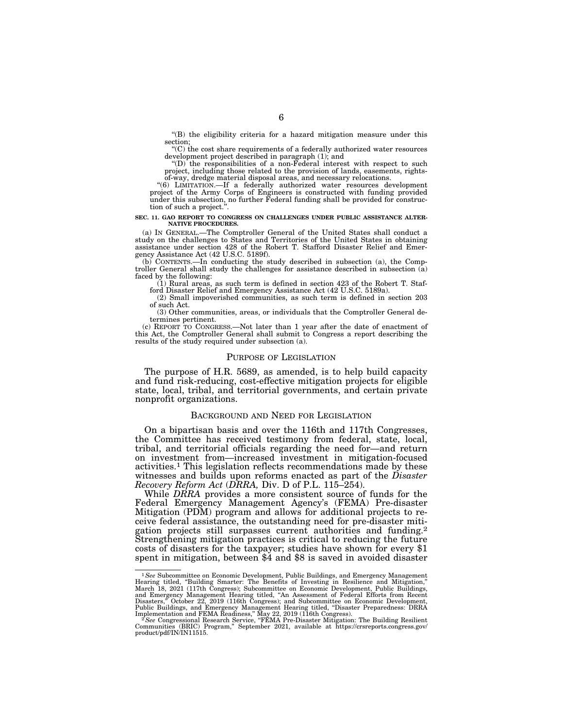"(B) the eligibility criteria for a hazard mitigation measure under this section;

"(C) the cost share requirements of a federally authorized water resources development project described in paragraph (1); and

"(D) the responsibilities of a non-Federal interest with respect to such project, including those related to the provision of lands, easements, rights-of-way, dredge material disposal areas, and necessary relocations.

"(6) LIMITATION.—If a federally authorized water resources development project of the Army Corps of Engineers is constructed with funding provided under this subsection, no further Federal funding shall be provided for construction of such a project.".

**SEC. 11. GAO REPORT TO CONGRESS ON CHALLENGES UNDER PUBLIC ASSISTANCE ALTERNATIVE PROCEDURES.**

(a) IN GENERAL.—The Comptroller General of the United States shall conduct a study on the challenges to States and Territories of the United States in obtaining assistance under section 428 of the Robert T. Stafford Disaster Relief and Emergency Assistance Act (42 U.S.C. 5189f).

(b) CONTENTS.—In conducting the study described in subsection (a), the Comptroller General shall study the challenges for assistance described in subsection (a) faced by the following:

(1) Rural areas, as such term is defined in section 423 of the Robert T. Stafford Disaster Relief and Emergency Assistance Act (42 U.S.C. 5189a).

(2) Small impoverished communities, as such term is defined in section 203 of such Act.

(3) Other communities, areas, or individuals that the Comptroller General determines pertinent.

(c) REPORT TO CONGRESS.—Not later than 1 year after the date of enactment of this Act, the Comptroller General shall submit to Congress a report describing the results of the study required under subsection (a).

## PURPOSE OF LEGISLATION

The purpose of H.R. 5689, as amended, is to help build capacity and fund risk-reducing, cost-effective mitigation projects for eligible state, local, tribal, and territorial governments, and certain private nonprofit organizations.

## BACKGROUND AND NEED FOR LEGISLATION

On a bipartisan basis and over the 116th and 117th Congresses, the Committee has received testimony from federal, state, local, tribal, and territorial officials regarding the need for—and return on investment from—increased investment in mitigation-focused activities.[1] This legislation reflects recommendations made by these witnesses and builds upon reforms enacted as part of the *Disaster Recovery Reform Act* (*DRRA,* Div. D of P.L. 115–254).

While *DRRA* provides a more consistent source of funds for the Federal Emergency Management Agency's (FEMA) Pre-disaster Mitigation (PDM) program and allows for additional projects to receive federal assistance, the outstanding need for pre-disaster mitigation projects still surpasses current authorities and funding.[2] Strengthening mitigation practices is critical to reducing the future costs of disasters for the taxpayer; studies have shown for every $1 spent in mitigation, between $4 and $8 is saved in avoided disaster

---

[1] *See* Subcommittee on Economic Development, Public Buildings, and Emergency Management Hearing titled, "Building Smarter: The Benefits of Investing in Resilience and Mitigation," March 18, 2021 (117th Congress); Subcommittee on Economic Development, Public Buildings, and Emergency Management Hearing titled, "An Assessment of Federal Efforts from Recent Disasters," October 22, 2019 (116th Congress); and Subcommittee on Economic Development, Public Buildings, and Emergency Management Hearing titled, "Disaster Preparedness: DRRA Implementation and FEMA Readiness," May 22, 2019 (116th Congress).

[2] *See* Congressional Research Service, "FEMA Pre-Disaster Mitigation: The Building Resilient Communities (BRIC) Program," September 2021, available at https://crsreports.congress.gov/product/pdf/IN/IN11515.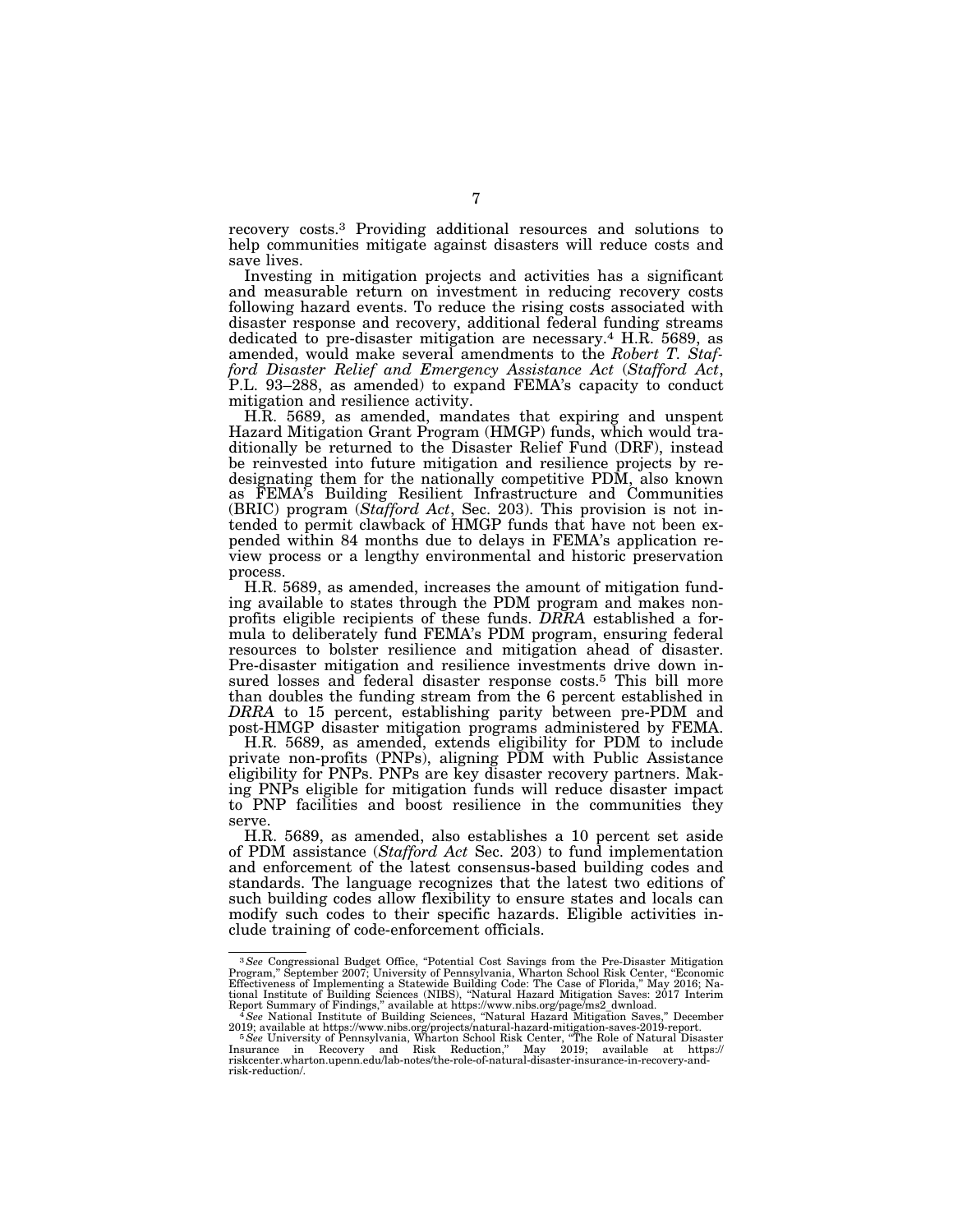recovery costs.[3] Providing additional resources and solutions to help communities mitigate against disasters will reduce costs and save lives.

Investing in mitigation projects and activities has a significant and measurable return on investment in reducing recovery costs following hazard events. To reduce the rising costs associated with disaster response and recovery, additional federal funding streams dedicated to pre-disaster mitigation are necessary.[4] H.R. 5689, as amended, would make several amendments to the *Robert T. Stafford Disaster Relief and Emergency Assistance Act* (*Stafford Act*, P.L. 93–288, as amended) to expand FEMA's capacity to conduct mitigation and resilience activity.

H.R. 5689, as amended, mandates that expiring and unspent Hazard Mitigation Grant Program (HMGP) funds, which would traditionally be returned to the Disaster Relief Fund (DRF), instead be reinvested into future mitigation and resilience projects by redesignating them for the nationally competitive PDM, also known as FEMA's Building Resilient Infrastructure and Communities (BRIC) program (*Stafford Act*, Sec. 203). This provision is not intended to permit clawback of HMGP funds that have not been expended within 84 months due to delays in FEMA's application review process or a lengthy environmental and historic preservation process.

H.R. 5689, as amended, increases the amount of mitigation funding available to states through the PDM program and makes nonprofits eligible recipients of these funds. *DRRA* established a formula to deliberately fund FEMA's PDM program, ensuring federal resources to bolster resilience and mitigation ahead of disaster. Pre-disaster mitigation and resilience investments drive down insured losses and federal disaster response costs.[5] This bill more than doubles the funding stream from the 6 percent established in *DRRA* to 15 percent, establishing parity between pre-PDM and post-HMGP disaster mitigation programs administered by FEMA.

H.R. 5689, as amended, extends eligibility for PDM to include private non-profits (PNPs), aligning PDM with Public Assistance eligibility for PNPs. PNPs are key disaster recovery partners. Making PNPs eligible for mitigation funds will reduce disaster impact to PNP facilities and boost resilience in the communities they serve.

H.R. 5689, as amended, also establishes a 10 percent set aside of PDM assistance (*Stafford Act* Sec. 203) to fund implementation and enforcement of the latest consensus-based building codes and standards. The language recognizes that the latest two editions of such building codes allow flexibility to ensure states and locals can modify such codes to their specific hazards. Eligible activities include training of code-enforcement officials.

---

[3] *See* Congressional Budget Office, "Potential Cost Savings from the Pre-Disaster Mitigation Program," September 2007; University of Pennsylvania, Wharton School Risk Center, "Economic Effectiveness of Implementing a Statewide Building Code: The Case of Florida," May 2016; National Institute of Building Sciences (NIBS), "Natural Hazard Mitigation Saves: 2017 Interim Report Summary of Findings," available at https://www.nibs.org/page/ms2_dwnload.

[4] *See* National Institute of Building Sciences, "Natural Hazard Mitigation Saves," December 2019; available at https://www.nibs.org/projects/natural-hazard-mitigation-saves-2019-report.

[5] *See* University of Pennsylvania, Wharton School Risk Center, "The Role of Natural Disaster Insurance in Recovery and Risk Reduction," May 2019; available at https://riskcenter.wharton.upenn.edu/lab-notes/the-role-of-natural-disaster-insurance-in-recovery-and-risk-reduction/.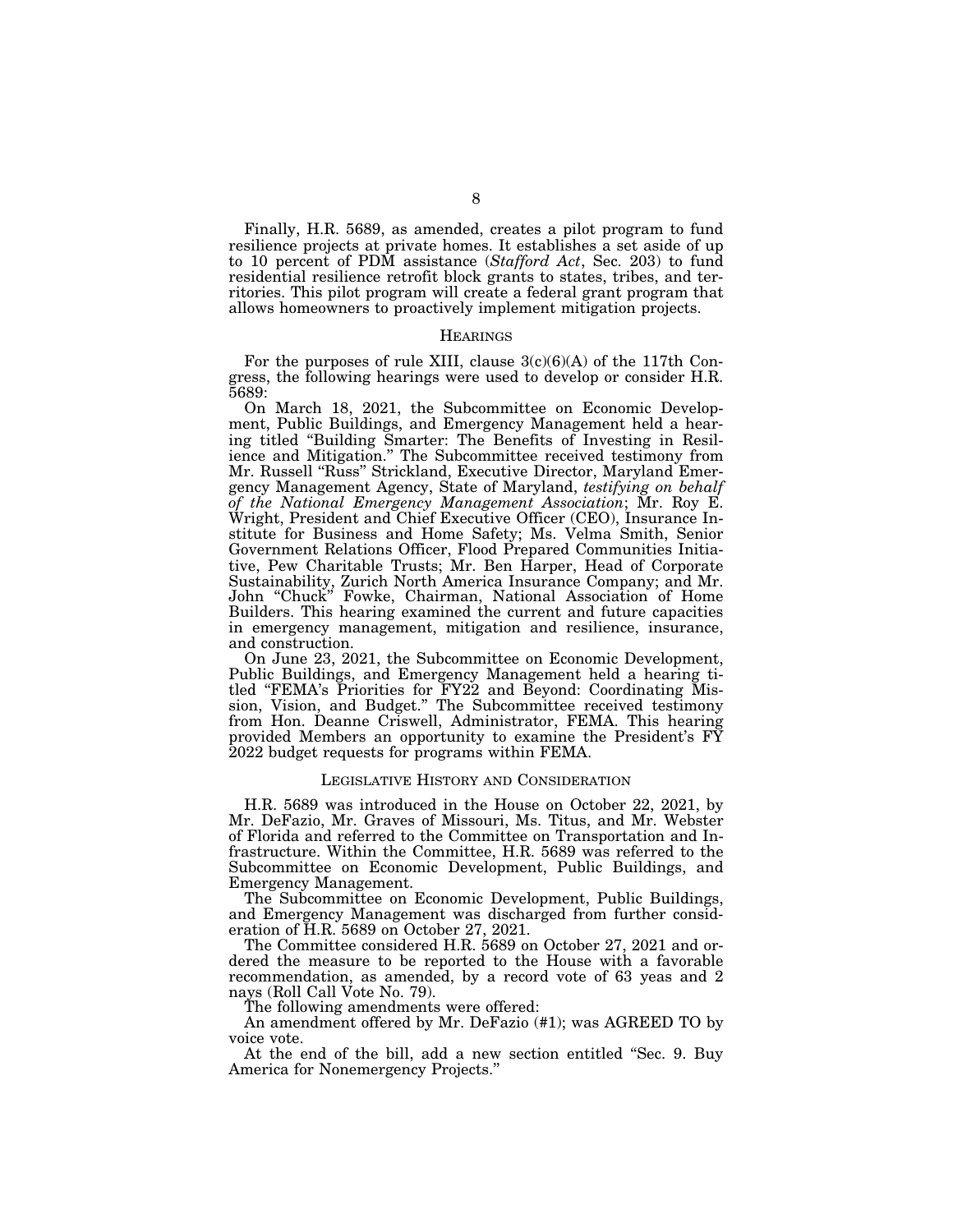Finally, H.R. 5689, as amended, creates a pilot program to fund resilience projects at private homes. It establishes a set aside of up to 10 percent of PDM assistance (*Stafford Act*, Sec. 203) to fund residential resilience retrofit block grants to states, tribes, and territories. This pilot program will create a federal grant program that allows homeowners to proactively implement mitigation projects.

## HEARINGS

For the purposes of rule XIII, clause 3(c)(6)(A) of the 117th Congress, the following hearings were used to develop or consider H.R. 5689:

On March 18, 2021, the Subcommittee on Economic Development, Public Buildings, and Emergency Management held a hearing titled "Building Smarter: The Benefits of Investing in Resilience and Mitigation." The Subcommittee received testimony from Mr. Russell "Russ" Strickland, Executive Director, Maryland Emergency Management Agency, State of Maryland, *testifying on behalf of the National Emergency Management Association*; Mr. Roy E. Wright, President and Chief Executive Officer (CEO), Insurance Institute for Business and Home Safety; Ms. Velma Smith, Senior Government Relations Officer, Flood Prepared Communities Initiative, Pew Charitable Trusts; Mr. Ben Harper, Head of Corporate Sustainability, Zurich North America Insurance Company; and Mr. John "Chuck" Fowke, Chairman, National Association of Home Builders. This hearing examined the current and future capacities in emergency management, mitigation and resilience, insurance, and construction.

On June 23, 2021, the Subcommittee on Economic Development, Public Buildings, and Emergency Management held a hearing titled "FEMA's Priorities for FY22 and Beyond: Coordinating Mission, Vision, and Budget." The Subcommittee received testimony from Hon. Deanne Criswell, Administrator, FEMA. This hearing provided Members an opportunity to examine the President's FY 2022 budget requests for programs within FEMA.

## LEGISLATIVE HISTORY AND CONSIDERATION

H.R. 5689 was introduced in the House on October 22, 2021, by Mr. DeFazio, Mr. Graves of Missouri, Ms. Titus, and Mr. Webster of Florida and referred to the Committee on Transportation and Infrastructure. Within the Committee, H.R. 5689 was referred to the Subcommittee on Economic Development, Public Buildings, and Emergency Management.

The Subcommittee on Economic Development, Public Buildings, and Emergency Management was discharged from further consideration of H.R. 5689 on October 27, 2021.

The Committee considered H.R. 5689 on October 27, 2021 and ordered the measure to be reported to the House with a favorable recommendation, as amended, by a record vote of 63 yeas and 2 nays (Roll Call Vote No. 79).

The following amendments were offered:

An amendment offered by Mr. DeFazio (#1); was AGREED TO by voice vote.

At the end of the bill, add a new section entitled "Sec. 9. Buy America for Nonemergency Projects."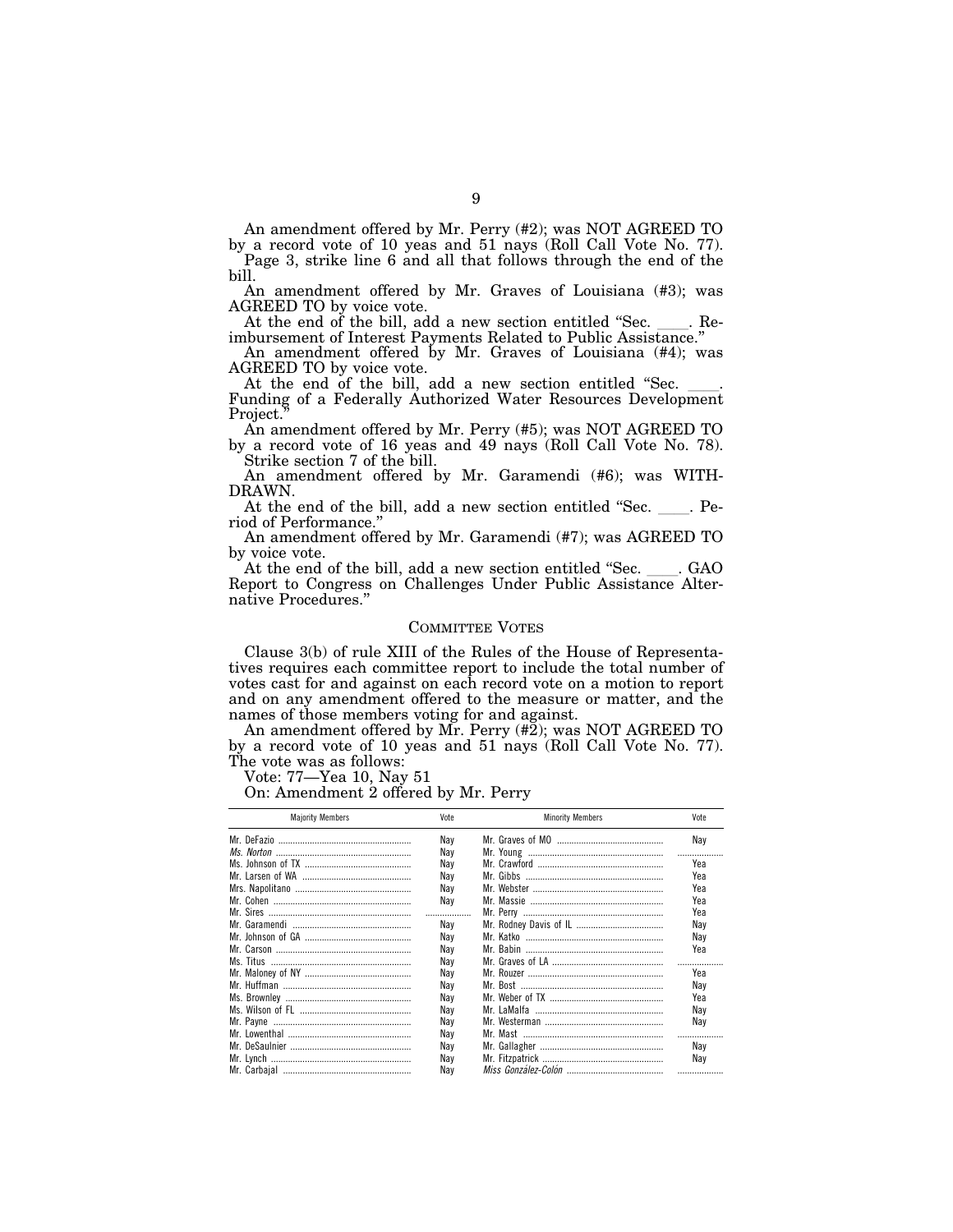An amendment offered by Mr. Perry (#2); was NOT AGREED TO by a record vote of 10 yeas and 51 nays (Roll Call Vote No. 77).

Page 3, strike line 6 and all that follows through the end of the bill.

An amendment offered by Mr. Graves of Louisiana (#3); was AGREED TO by voice vote.

At the end of the bill, add a new section entitled "Sec. ____. Reimbursement of Interest Payments Related to Public Assistance."

An amendment offered by Mr. Graves of Louisiana (#4); was AGREED TO by voice vote.

At the end of the bill, add a new section entitled "Sec. ____. Funding of a Federally Authorized Water Resources Development Project."

An amendment offered by Mr. Perry (#5); was NOT AGREED TO by a record vote of 16 yeas and 49 nays (Roll Call Vote No. 78).

Strike section 7 of the bill.

An amendment offered by Mr. Garamendi (#6); was WITHDRAWN.

At the end of the bill, add a new section entitled "Sec. ____. Period of Performance."

An amendment offered by Mr. Garamendi (#7); was AGREED TO by voice vote.

At the end of the bill, add a new section entitled "Sec. ____. GAO Report to Congress on Challenges Under Public Assistance Alternative Procedures."

## COMMITTEE VOTES

Clause 3(b) of rule XIII of the Rules of the House of Representatives requires each committee report to include the total number of votes cast for and against on each record vote on a motion to report and on any amendment offered to the measure or matter, and the names of those members voting for and against.

An amendment offered by Mr. Perry (#2); was NOT AGREED TO by a record vote of 10 yeas and 51 nays (Roll Call Vote No. 77). The vote was as follows:

Vote: 77—Yea 10, Nay 51

On: Amendment 2 offered by Mr. Perry

| Majority Members | Vote | Minority Members | Vote |
|---|---|---|---|
| Mr. DeFazio | Nay | Mr. Graves of MO | Nay |
| *Ms. Norton* | Nay | Mr. Young | |
| Ms. Johnson of TX | Nay | Mr. Crawford | Yea |
| Mr. Larsen of WA | Nay | Mr. Gibbs | Yea |
| Mrs. Napolitano | Nay | Mr. Webster | Yea |
| Mr. Cohen | Nay | Mr. Massie | Yea |
| Mr. Sires | | Mr. Perry | Yea |
| Mr. Garamendi | Nay | Mr. Rodney Davis of IL | Nay |
| Mr. Johnson of GA | Nay | Mr. Katko | Nay |
| Mr. Carson | Nay | Mr. Babin | Yea |
| Ms. Titus | Nay | Mr. Graves of LA | |
| Mr. Maloney of NY | Nay | Mr. Rouzer | Yea |
| Mr. Huffman | Nay | Mr. Bost | Nay |
| Ms. Brownley | Nay | Mr. Weber of TX | Yea |
| Ms. Wilson of FL | Nay | Mr. LaMalfa | Nay |
| Mr. Payne | Nay | Mr. Westerman | Nay |
| Mr. Lowenthal | Nay | Mr. Mast | |
| Mr. DeSaulnier | Nay | Mr. Gallagher | Nay |
| Mr. Lynch | Nay | Mr. Fitzpatrick | Nay |
| Mr. Carbajal | Nay | *Miss González-Colón* | |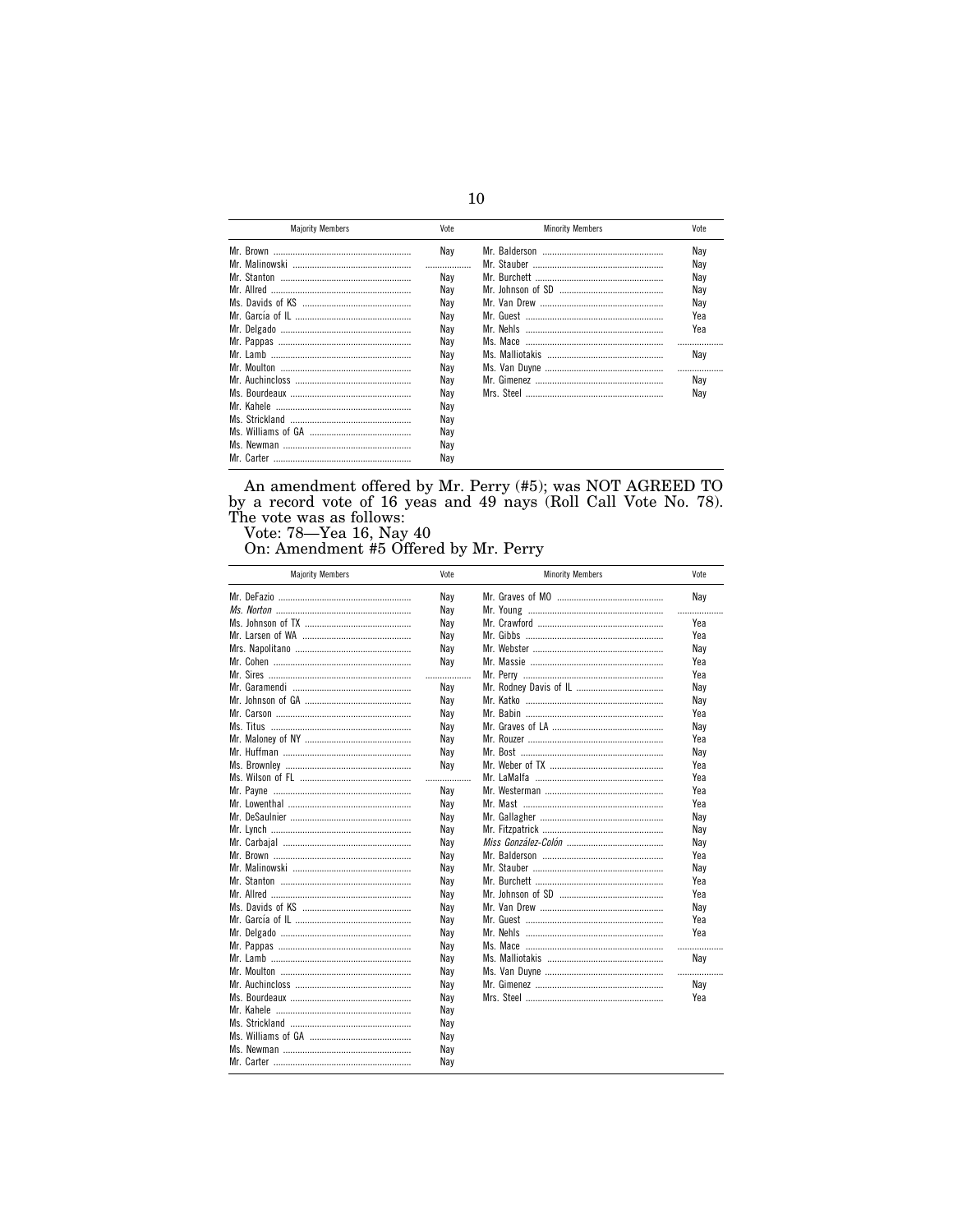| Majority Members | Vote | Minority Members | Vote |
|---|---|---|---|
| Mr. Brown | Nay | Mr. Balderson | Nay |
| Mr. Malinowski | | Mr. Stauber | Nay |
| Mr. Stanton | Nay | Mr. Burchett | Nay |
| Mr. Allred | Nay | Mr. Johnson of SD | Nay |
| Ms. Davids of KS | Nay | Mr. Van Drew | Nay |
| Mr. García of IL | Nay | Mr. Guest | Yea |
| Mr. Delgado | Nay | Mr. Nehls | Yea |
| Mr. Pappas | Nay | Ms. Mace | |
| Mr. Lamb | Nay | Ms. Malliotakis | Nay |
| Mr. Moulton | Nay | Ms. Van Duyne | |
| Mr. Auchincloss | Nay | Mr. Gimenez | Nay |
| Ms. Bourdeaux | Nay | Mrs. Steel | Nay |
| Mr. Kahele | Nay | | |
| Ms. Strickland | Nay | | |
| Ms. Williams of GA | Nay | | |
| Ms. Newman | Nay | | |
| Mr. Carter | Nay | | |

An amendment offered by Mr. Perry (#5); was NOT AGREED TO by a record vote of 16 yeas and 49 nays (Roll Call Vote No. 78). The vote was as follows:

Vote: 78—Yea 16, Nay 40

On: Amendment #5 Offered by Mr. Perry

| Majority Members | Vote | Minority Members | Vote |
|---|---|---|---|
| Mr. DeFazio | Nay | Mr. Graves of MO | Nay |
| *Ms. Norton* | Nay | Mr. Young | |
| Ms. Johnson of TX | Nay | Mr. Crawford | Yea |
| Mr. Larsen of WA | Nay | Mr. Gibbs | Yea |
| Mrs. Napolitano | Nay | Mr. Webster | Nay |
| Mr. Cohen | Nay | Mr. Massie | Yea |
| Mr. Sires | | Mr. Perry | Yea |
| Mr. Garamendi | Nay | Mr. Rodney Davis of IL | Nay |
| Mr. Johnson of GA | Nay | Mr. Katko | Nay |
| Mr. Carson | Nay | Mr. Babin | Yea |
| Ms. Titus | Nay | Mr. Graves of LA | Nay |
| Mr. Maloney of NY | Nay | Mr. Rouzer | Yea |
| Mr. Huffman | Nay | Mr. Bost | Nay |
| Ms. Brownley | Nay | Mr. Weber of TX | Yea |
| Ms. Wilson of FL | | Mr. LaMalfa | Yea |
| Mr. Payne | Nay | Mr. Westerman | Yea |
| Mr. Lowenthal | Nay | Mr. Mast | Yea |
| Mr. DeSaulnier | Nay | Mr. Gallagher | Nay |
| Mr. Lynch | Nay | Mr. Fitzpatrick | Nay |
| Mr. Carbajal | Nay | *Miss González-Colón* | Nay |
| Mr. Brown | Nay | Mr. Balderson | Yea |
| Mr. Malinowski | Nay | Mr. Stauber | Nay |
| Mr. Stanton | Nay | Mr. Burchett | Yea |
| Mr. Allred | Nay | Mr. Johnson of SD | Yea |
| Ms. Davids of KS | Nay | Mr. Van Drew | Nay |
| Mr. García of IL | Nay | Mr. Guest | Yea |
| Mr. Delgado | Nay | Mr. Nehls | Yea |
| Mr. Pappas | Nay | Ms. Mace | |
| Mr. Lamb | Nay | Ms. Malliotakis | Nay |
| Mr. Moulton | Nay | Ms. Van Duyne | |
| Mr. Auchincloss | Nay | Mr. Gimenez | Nay |
| Ms. Bourdeaux | Nay | Mrs. Steel | Yea |
| Mr. Kahele | Nay | | |
| Ms. Strickland | Nay | | |
| Ms. Williams of GA | Nay | | |
| Ms. Newman | Nay | | |
| Mr. Carter | Nay | | |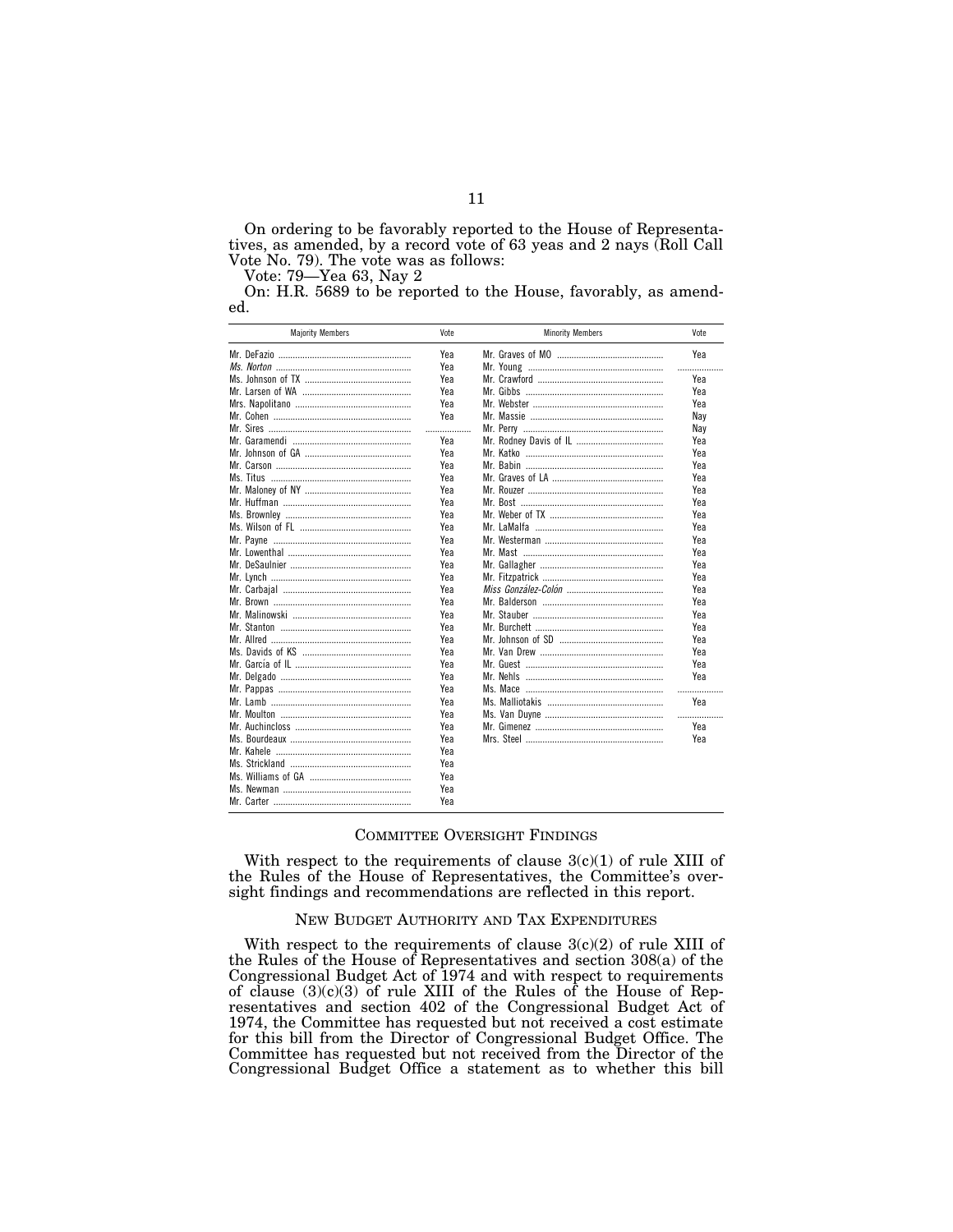On ordering to be favorably reported to the House of Representatives, as amended, by a record vote of 63 yeas and 2 nays (Roll Call Vote No. 79). The vote was as follows:

Vote: 79—Yea 63, Nay 2

On: H.R. 5689 to be reported to the House, favorably, as amended.

| Majority Members | Vote | Minority Members | Vote |
|---|---|---|---|
| Mr. DeFazio | Yea | Mr. Graves of MO | Yea |
| *Ms. Norton* | Yea | Mr. Young | |
| Ms. Johnson of TX | Yea | Mr. Crawford | Yea |
| Mr. Larsen of WA | Yea | Mr. Gibbs | Yea |
| Mrs. Napolitano | Yea | Mr. Webster | Yea |
| Mr. Cohen | Yea | Mr. Massie | Nay |
| Mr. Sires | | Mr. Perry | Nay |
| Mr. Garamendi | Yea | Mr. Rodney Davis of IL | Yea |
| Mr. Johnson of GA | Yea | Mr. Katko | Yea |
| Mr. Carson | Yea | Mr. Babin | Yea |
| Ms. Titus | Yea | Mr. Graves of LA | Yea |
| Mr. Maloney of NY | Yea | Mr. Rouzer | Yea |
| Mr. Huffman | Yea | Mr. Bost | Yea |
| Ms. Brownley | Yea | Mr. Weber of TX | Yea |
| Ms. Wilson of FL | Yea | Mr. LaMalfa | Yea |
| Mr. Payne | Yea | Mr. Westerman | Yea |
| Mr. Lowenthal | Yea | Mr. Mast | Yea |
| Mr. DeSaulnier | Yea | Mr. Gallagher | Yea |
| Mr. Lynch | Yea | Mr. Fitzpatrick | Yea |
| Mr. Carbajal | Yea | *Miss González-Colón* | Yea |
| Mr. Brown | Yea | Mr. Balderson | Yea |
| Mr. Malinowski | Yea | Mr. Stauber | Yea |
| Mr. Stanton | Yea | Mr. Burchett | Yea |
| Mr. Allred | Yea | Mr. Johnson of SD | Yea |
| Ms. Davids of KS | Yea | Mr. Van Drew | Yea |
| Mr. García of IL | Yea | Mr. Guest | Yea |
| Mr. Delgado | Yea | Mr. Nehls | Yea |
| Mr. Pappas | Yea | Ms. Mace | |
| Mr. Lamb | Yea | Ms. Malliotakis | Yea |
| Mr. Moulton | Yea | Ms. Van Duyne | |
| Mr. Auchincloss | Yea | Mr. Gimenez | Yea |
| Ms. Bourdeaux | Yea | Mrs. Steel | Yea |
| Mr. Kahele | Yea | | |
| Ms. Strickland | Yea | | |
| Ms. Williams of GA | Yea | | |
| Ms. Newman | Yea | | |
| Mr. Carter | Yea | | |

## COMMITTEE OVERSIGHT FINDINGS

With respect to the requirements of clause 3(c)(1) of rule XIII of the Rules of the House of Representatives, the Committee's oversight findings and recommendations are reflected in this report.

## NEW BUDGET AUTHORITY AND TAX EXPENDITURES

With respect to the requirements of clause 3(c)(2) of rule XIII of the Rules of the House of Representatives and section 308(a) of the Congressional Budget Act of 1974 and with respect to requirements of clause (3)(c)(3) of rule XIII of the Rules of the House of Representatives and section 402 of the Congressional Budget Act of 1974, the Committee has requested but not received a cost estimate for this bill from the Director of Congressional Budget Office. The Committee has requested but not received from the Director of the Congressional Budget Office a statement as to whether this bill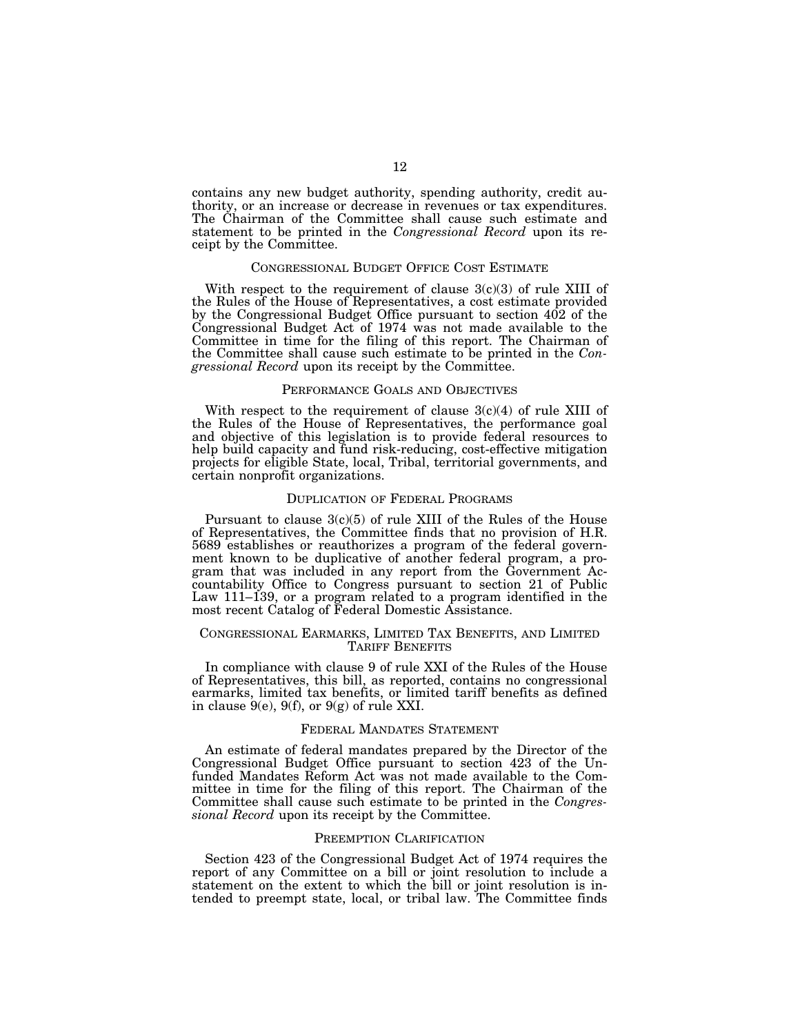contains any new budget authority, spending authority, credit authority, or an increase or decrease in revenues or tax expenditures. The Chairman of the Committee shall cause such estimate and statement to be printed in the *Congressional Record* upon its receipt by the Committee.

## CONGRESSIONAL BUDGET OFFICE COST ESTIMATE

With respect to the requirement of clause 3(c)(3) of rule XIII of the Rules of the House of Representatives, a cost estimate provided by the Congressional Budget Office pursuant to section 402 of the Congressional Budget Act of 1974 was not made available to the Committee in time for the filing of this report. The Chairman of the Committee shall cause such estimate to be printed in the *Congressional Record* upon its receipt by the Committee.

## PERFORMANCE GOALS AND OBJECTIVES

With respect to the requirement of clause 3(c)(4) of rule XIII of the Rules of the House of Representatives, the performance goal and objective of this legislation is to provide federal resources to help build capacity and fund risk-reducing, cost-effective mitigation projects for eligible State, local, Tribal, territorial governments, and certain nonprofit organizations.

## DUPLICATION OF FEDERAL PROGRAMS

Pursuant to clause 3(c)(5) of rule XIII of the Rules of the House of Representatives, the Committee finds that no provision of H.R. 5689 establishes or reauthorizes a program of the federal government known to be duplicative of another federal program, a program that was included in any report from the Government Accountability Office to Congress pursuant to section 21 of Public Law 111–139, or a program related to a program identified in the most recent Catalog of Federal Domestic Assistance.

## CONGRESSIONAL EARMARKS, LIMITED TAX BENEFITS, AND LIMITED TARIFF BENEFITS

In compliance with clause 9 of rule XXI of the Rules of the House of Representatives, this bill, as reported, contains no congressional earmarks, limited tax benefits, or limited tariff benefits as defined in clause 9(e), 9(f), or 9(g) of rule XXI.

## FEDERAL MANDATES STATEMENT

An estimate of federal mandates prepared by the Director of the Congressional Budget Office pursuant to section 423 of the Unfunded Mandates Reform Act was not made available to the Committee in time for the filing of this report. The Chairman of the Committee shall cause such estimate to be printed in the *Congressional Record* upon its receipt by the Committee.

## PREEMPTION CLARIFICATION

Section 423 of the Congressional Budget Act of 1974 requires the report of any Committee on a bill or joint resolution to include a statement on the extent to which the bill or joint resolution is intended to preempt state, local, or tribal law. The Committee finds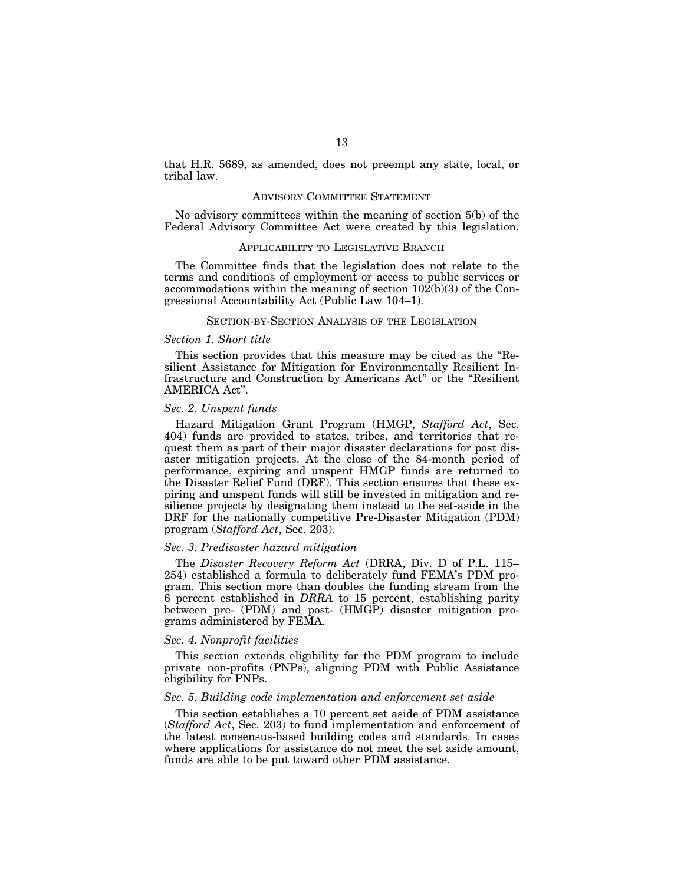that H.R. 5689, as amended, does not preempt any state, local, or tribal law.

## Advisory Committee Statement

No advisory committees within the meaning of section 5(b) of the Federal Advisory Committee Act were created by this legislation.

## Applicability to Legislative Branch

The Committee finds that the legislation does not relate to the terms and conditions of employment or access to public services or accommodations within the meaning of section 102(b)(3) of the Congressional Accountability Act (Public Law 104–1).

## Section-by-Section Analysis of the Legislation

### *Section 1. Short title*

This section provides that this measure may be cited as the "Resilient Assistance for Mitigation for Environmentally Resilient Infrastructure and Construction by Americans Act" or the "Resilient AMERICA Act".

### *Sec. 2. Unspent funds*

Hazard Mitigation Grant Program (HMGP, *Stafford Act*, Sec. 404) funds are provided to states, tribes, and territories that request them as part of their major disaster declarations for post disaster mitigation projects. At the close of the 84-month period of performance, expiring and unspent HMGP funds are returned to the Disaster Relief Fund (DRF). This section ensures that these expiring and unspent funds will still be invested in mitigation and resilience projects by designating them instead to the set-aside in the DRF for the nationally competitive Pre-Disaster Mitigation (PDM) program (*Stafford Act*, Sec. 203).

### *Sec. 3. Predisaster hazard mitigation*

The *Disaster Recovery Reform Act* (DRRA, Div. D of P.L. 115–254) established a formula to deliberately fund FEMA's PDM program. This section more than doubles the funding stream from the 6 percent established in *DRRA* to 15 percent, establishing parity between pre- (PDM) and post- (HMGP) disaster mitigation programs administered by FEMA.

### *Sec. 4. Nonprofit facilities*

This section extends eligibility for the PDM program to include private non-profits (PNPs), aligning PDM with Public Assistance eligibility for PNPs.

### *Sec. 5. Building code implementation and enforcement set aside*

This section establishes a 10 percent set aside of PDM assistance (*Stafford Act*, Sec. 203) to fund implementation and enforcement of the latest consensus-based building codes and standards. In cases where applications for assistance do not meet the set aside amount, funds are able to be put toward other PDM assistance.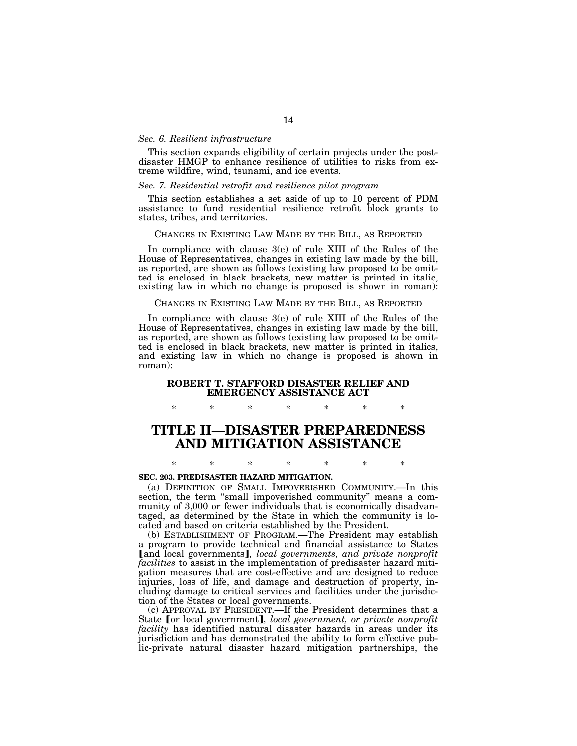*Sec. 6. Resilient infrastructure*

This section expands eligibility of certain projects under the post-disaster HMGP to enhance resilience of utilities to risks from extreme wildfire, wind, tsunami, and ice events.

*Sec. 7. Residential retrofit and resilience pilot program*

This section establishes a set aside of up to 10 percent of PDM assistance to fund residential resilience retrofit block grants to states, tribes, and territories.

CHANGES IN EXISTING LAW MADE BY THE BILL, AS REPORTED

In compliance with clause 3(e) of rule XIII of the Rules of the House of Representatives, changes in existing law made by the bill, as reported, are shown as follows (existing law proposed to be omitted is enclosed in black brackets, new matter is printed in italic, existing law in which no change is proposed is shown in roman):

CHANGES IN EXISTING LAW MADE BY THE BILL, AS REPORTED

In compliance with clause 3(e) of rule XIII of the Rules of the House of Representatives, changes in existing law made by the bill, as reported, are shown as follows (existing law proposed to be omitted is enclosed in black brackets, new matter is printed in italics, and existing law in which no change is proposed is shown in roman):

**ROBERT T. STAFFORD DISASTER RELIEF AND EMERGENCY ASSISTANCE ACT**

\* \* \* \* \* \* \*

# TITLE II—DISASTER PREPAREDNESS AND MITIGATION ASSISTANCE

\* \* \* \* \* \* \*

**SEC. 203. PREDISASTER HAZARD MITIGATION.**

(a) DEFINITION OF SMALL IMPOVERISHED COMMUNITY.—In this section, the term "small impoverished community" means a community of 3,000 or fewer individuals that is economically disadvantaged, as determined by the State in which the community is located and based on criteria established by the President.

(b) ESTABLISHMENT OF PROGRAM.—The President may establish a program to provide technical and financial assistance to States [and local governments], *local governments, and private nonprofit facilities* to assist in the implementation of predisaster hazard mitigation measures that are cost-effective and are designed to reduce injuries, loss of life, and damage and destruction of property, including damage to critical services and facilities under the jurisdiction of the States or local governments.

(c) APPROVAL BY PRESIDENT.—If the President determines that a State [or local government], *local government, or private nonprofit facility* has identified natural disaster hazards in areas under its jurisdiction and has demonstrated the ability to form effective public-private natural disaster hazard mitigation partnerships, the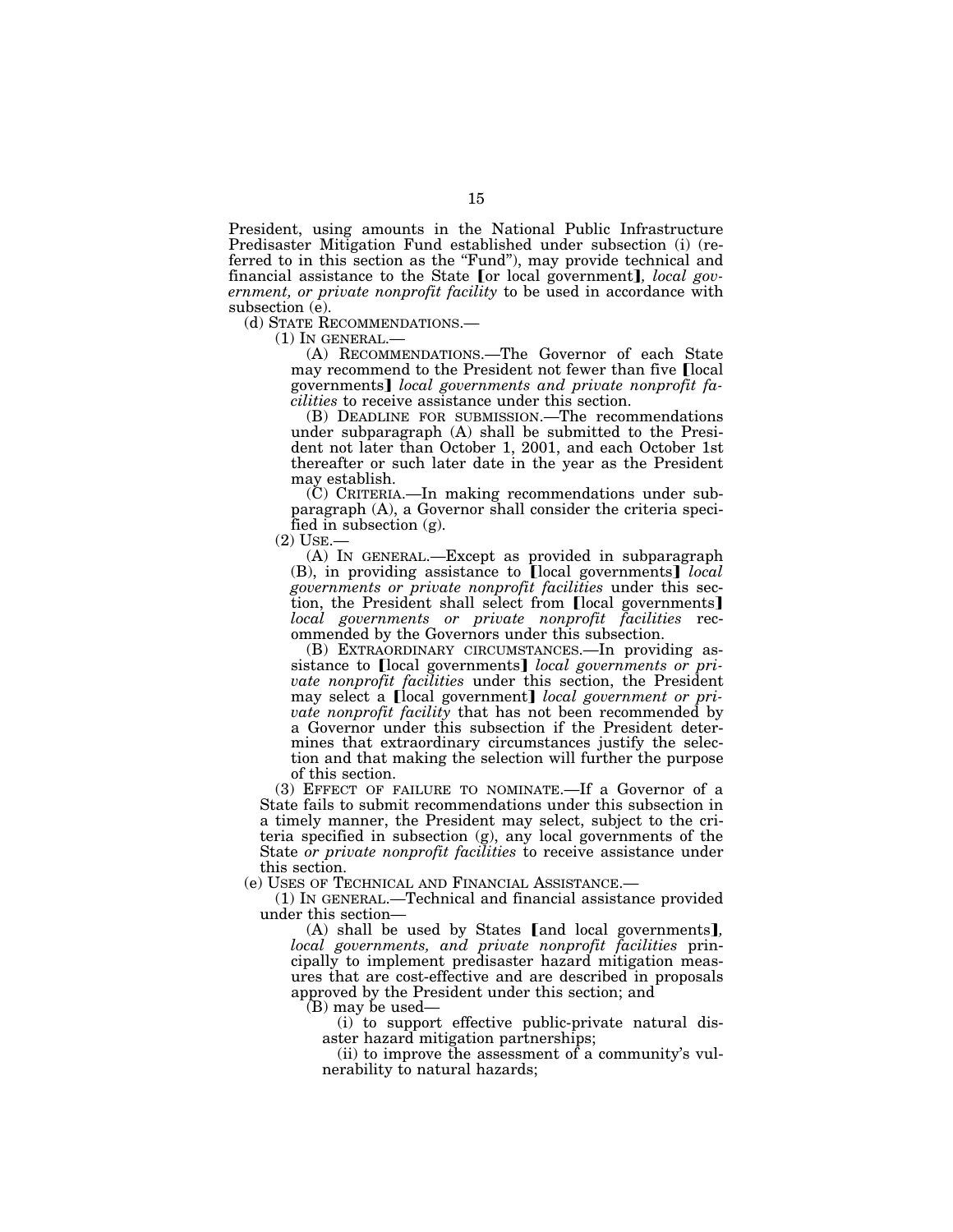President, using amounts in the National Public Infrastructure Predisaster Mitigation Fund established under subsection (i) (referred to in this section as the "Fund"), may provide technical and financial assistance to the State 【or local government】*, local government, or private nonprofit facility* to be used in accordance with subsection (e).

(d) STATE RECOMMENDATIONS.—

(1) IN GENERAL.—

(A) RECOMMENDATIONS.—The Governor of each State may recommend to the President not fewer than five 【local governments】 *local governments and private nonprofit facilities* to receive assistance under this section.

(B) DEADLINE FOR SUBMISSION.—The recommendations under subparagraph (A) shall be submitted to the President not later than October 1, 2001, and each October 1st thereafter or such later date in the year as the President may establish.

(C) CRITERIA.—In making recommendations under subparagraph (A), a Governor shall consider the criteria specified in subsection (g).

(2) USE.—

(A) IN GENERAL.—Except as provided in subparagraph (B), in providing assistance to 【local governments】 *local governments or private nonprofit facilities* under this section, the President shall select from 【local governments】 *local governments or private nonprofit facilities* recommended by the Governors under this subsection.

(B) EXTRAORDINARY CIRCUMSTANCES.—In providing assistance to 【local governments】 *local governments or private nonprofit facilities* under this section, the President may select a 【local government】 *local government or private nonprofit facility* that has not been recommended by a Governor under this subsection if the President determines that extraordinary circumstances justify the selection and that making the selection will further the purpose of this section.

(3) EFFECT OF FAILURE TO NOMINATE.—If a Governor of a State fails to submit recommendations under this subsection in a timely manner, the President may select, subject to the criteria specified in subsection (g), any local governments of the State *or private nonprofit facilities* to receive assistance under this section.

(e) USES OF TECHNICAL AND FINANCIAL ASSISTANCE.—

(1) IN GENERAL.—Technical and financial assistance provided under this section—

(A) shall be used by States 【and local governments】*, local governments, and private nonprofit facilities* principally to implement predisaster hazard mitigation measures that are cost-effective and are described in proposals approved by the President under this section; and

(B) may be used—

(i) to support effective public-private natural disaster hazard mitigation partnerships;

(ii) to improve the assessment of a community's vulnerability to natural hazards;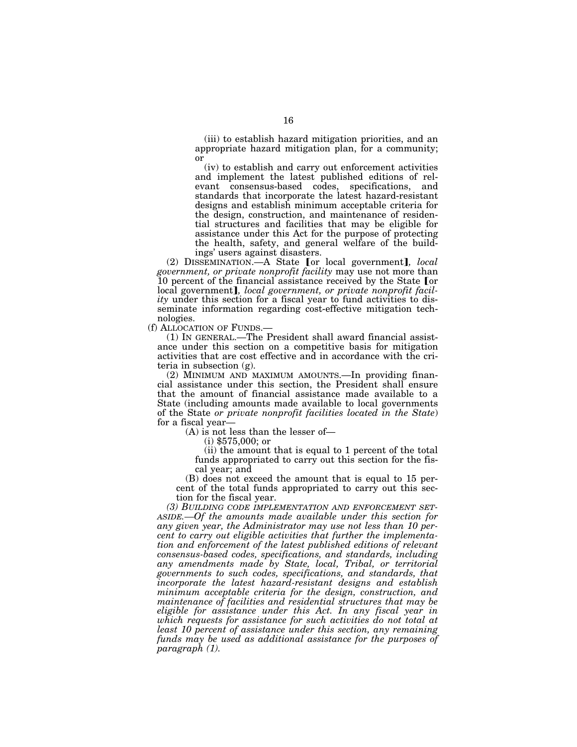(iii) to establish hazard mitigation priorities, and an appropriate hazard mitigation plan, for a community; or

(iv) to establish and carry out enforcement activities and implement the latest published editions of relevant consensus-based codes, specifications, and standards that incorporate the latest hazard-resistant designs and establish minimum acceptable criteria for the design, construction, and maintenance of residential structures and facilities that may be eligible for assistance under this Act for the purpose of protecting the health, safety, and general welfare of the buildings' users against disasters.

(2) DISSEMINATION.—A State [or local government], *local government, or private nonprofit facility* may use not more than 10 percent of the financial assistance received by the State [or local government], *local government, or private nonprofit facility* under this section for a fiscal year to fund activities to disseminate information regarding cost-effective mitigation technologies.

(f) ALLOCATION OF FUNDS.—

(1) IN GENERAL.—The President shall award financial assistance under this section on a competitive basis for mitigation activities that are cost effective and in accordance with the criteria in subsection (g).

(2) MINIMUM AND MAXIMUM AMOUNTS.—In providing financial assistance under this section, the President shall ensure that the amount of financial assistance made available to a State (including amounts made available to local governments of the State *or private nonprofit facilities located in the State*) for a fiscal year—

(A) is not less than the lesser of—

(i) $575,000; or

(ii) the amount that is equal to 1 percent of the total funds appropriated to carry out this section for the fiscal year; and

(B) does not exceed the amount that is equal to 15 percent of the total funds appropriated to carry out this section for the fiscal year.

*(3) BUILDING CODE IMPLEMENTATION AND ENFORCEMENT SET-ASIDE.—Of the amounts made available under this section for any given year, the Administrator may use not less than 10 percent to carry out eligible activities that further the implementation and enforcement of the latest published editions of relevant consensus-based codes, specifications, and standards, including any amendments made by State, local, Tribal, or territorial governments to such codes, specifications, and standards, that incorporate the latest hazard-resistant designs and establish minimum acceptable criteria for the design, construction, and maintenance of facilities and residential structures that may be eligible for assistance under this Act. In any fiscal year in which requests for assistance for such activities do not total at least 10 percent of assistance under this section, any remaining funds may be used as additional assistance for the purposes of paragraph (1).*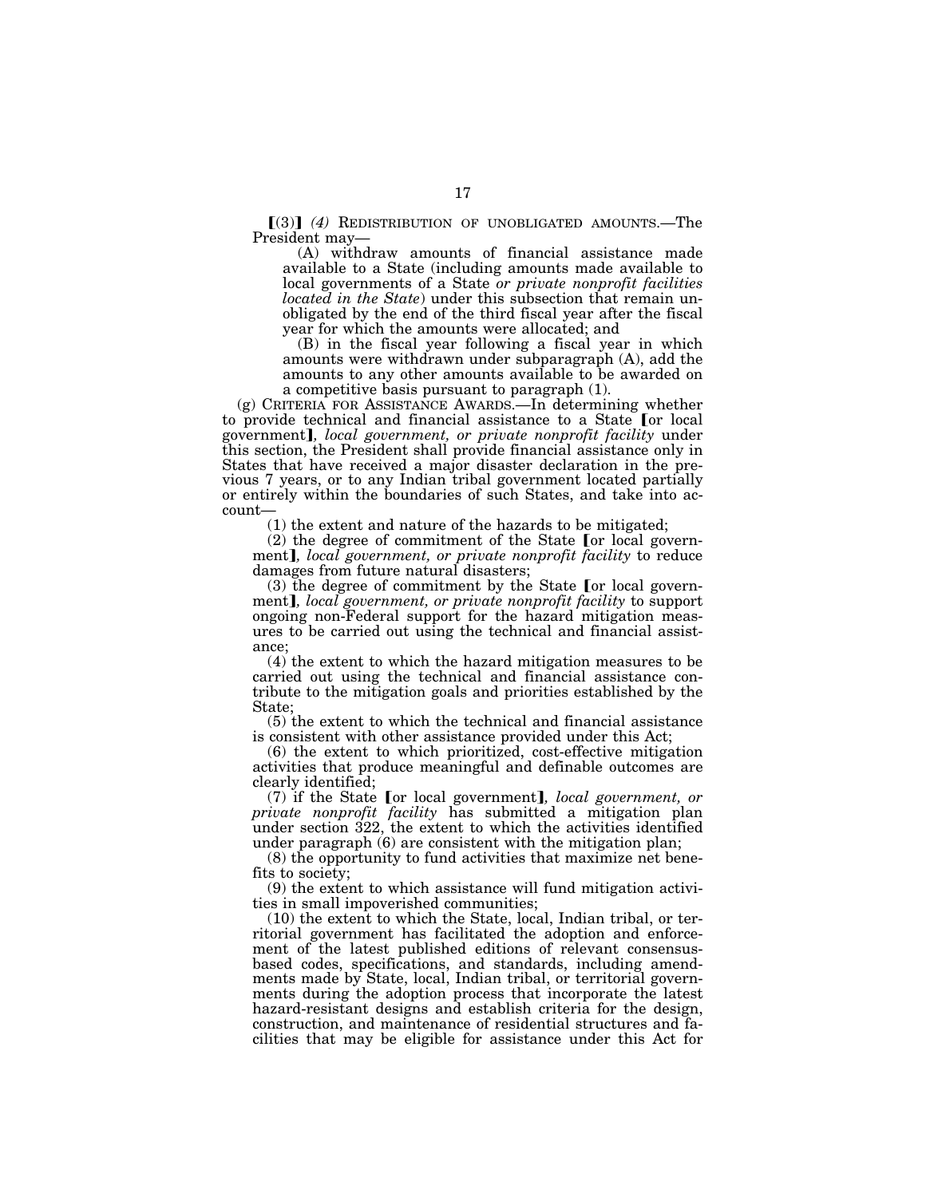【(3)】 *(4)* REDISTRIBUTION OF UNOBLIGATED AMOUNTS.—The President may—

(A) withdraw amounts of financial assistance made available to a State (including amounts made available to local governments of a State *or private nonprofit facilities located in the State*) under this subsection that remain unobligated by the end of the third fiscal year after the fiscal year for which the amounts were allocated; and

(B) in the fiscal year following a fiscal year in which amounts were withdrawn under subparagraph (A), add the amounts to any other amounts available to be awarded on a competitive basis pursuant to paragraph (1).

(g) CRITERIA FOR ASSISTANCE AWARDS.—In determining whether to provide technical and financial assistance to a State 【or local government】*, local government, or private nonprofit facility* under this section, the President shall provide financial assistance only in States that have received a major disaster declaration in the previous 7 years, or to any Indian tribal government located partially or entirely within the boundaries of such States, and take into account—

(1) the extent and nature of the hazards to be mitigated;

(2) the degree of commitment of the State 【or local government】*, local government, or private nonprofit facility* to reduce damages from future natural disasters;

(3) the degree of commitment by the State 【or local government】*, local government, or private nonprofit facility* to support ongoing non-Federal support for the hazard mitigation measures to be carried out using the technical and financial assistance;

(4) the extent to which the hazard mitigation measures to be carried out using the technical and financial assistance contribute to the mitigation goals and priorities established by the State;

(5) the extent to which the technical and financial assistance is consistent with other assistance provided under this Act;

(6) the extent to which prioritized, cost-effective mitigation activities that produce meaningful and definable outcomes are clearly identified;

(7) if the State 【or local government】*, local government, or private nonprofit facility* has submitted a mitigation plan under section 322, the extent to which the activities identified under paragraph (6) are consistent with the mitigation plan;

(8) the opportunity to fund activities that maximize net benefits to society;

(9) the extent to which assistance will fund mitigation activities in small impoverished communities;

(10) the extent to which the State, local, Indian tribal, or territorial government has facilitated the adoption and enforcement of the latest published editions of relevant consensus-based codes, specifications, and standards, including amendments made by State, local, Indian tribal, or territorial governments during the adoption process that incorporate the latest hazard-resistant designs and establish criteria for the design, construction, and maintenance of residential structures and facilities that may be eligible for assistance under this Act for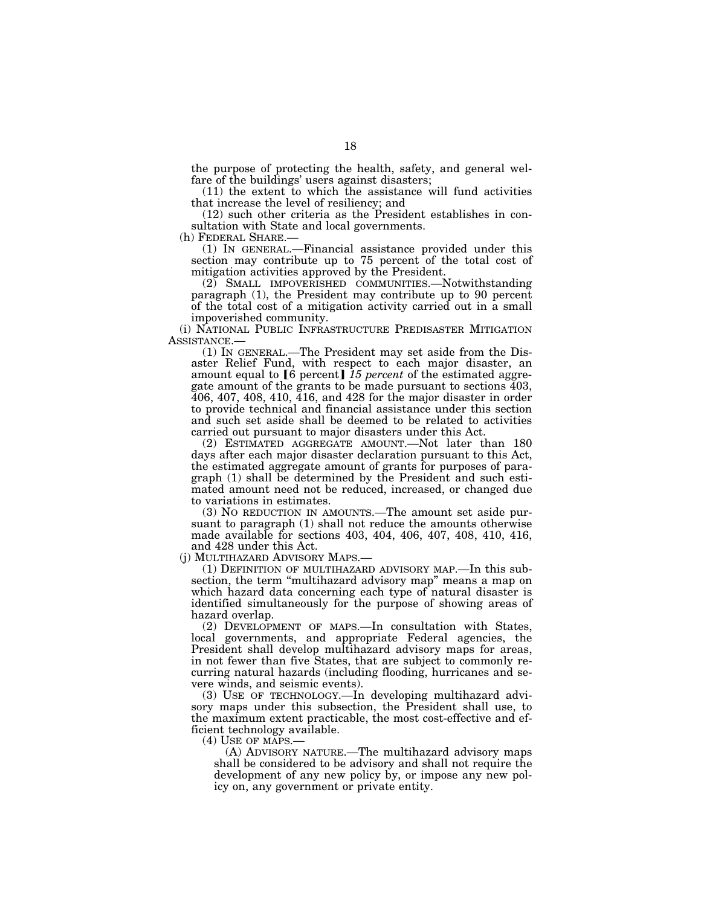the purpose of protecting the health, safety, and general welfare of the buildings' users against disasters;

(11) the extent to which the assistance will fund activities that increase the level of resiliency; and

(12) such other criteria as the President establishes in consultation with State and local governments.

(h) FEDERAL SHARE.—

(1) IN GENERAL.—Financial assistance provided under this section may contribute up to 75 percent of the total cost of mitigation activities approved by the President.

(2) SMALL IMPOVERISHED COMMUNITIES.—Notwithstanding paragraph (1), the President may contribute up to 90 percent of the total cost of a mitigation activity carried out in a small impoverished community.

(i) NATIONAL PUBLIC INFRASTRUCTURE PREDISASTER MITIGATION ASSISTANCE.—

(1) IN GENERAL.—The President may set aside from the Disaster Relief Fund, with respect to each major disaster, an amount equal to ⟦6 percent⟧ *15 percent* of the estimated aggregate amount of the grants to be made pursuant to sections 403, 406, 407, 408, 410, 416, and 428 for the major disaster in order to provide technical and financial assistance under this section and such set aside shall be deemed to be related to activities carried out pursuant to major disasters under this Act.

(2) ESTIMATED AGGREGATE AMOUNT.—Not later than 180 days after each major disaster declaration pursuant to this Act, the estimated aggregate amount of grants for purposes of paragraph (1) shall be determined by the President and such estimated amount need not be reduced, increased, or changed due to variations in estimates.

(3) NO REDUCTION IN AMOUNTS.—The amount set aside pursuant to paragraph (1) shall not reduce the amounts otherwise made available for sections 403, 404, 406, 407, 408, 410, 416, and 428 under this Act.

(j) MULTIHAZARD ADVISORY MAPS.—

(1) DEFINITION OF MULTIHAZARD ADVISORY MAP.—In this subsection, the term "multihazard advisory map" means a map on which hazard data concerning each type of natural disaster is identified simultaneously for the purpose of showing areas of hazard overlap.

(2) DEVELOPMENT OF MAPS.—In consultation with States, local governments, and appropriate Federal agencies, the President shall develop multihazard advisory maps for areas, in not fewer than five States, that are subject to commonly recurring natural hazards (including flooding, hurricanes and severe winds, and seismic events).

(3) USE OF TECHNOLOGY.—In developing multihazard advisory maps under this subsection, the President shall use, to the maximum extent practicable, the most cost-effective and efficient technology available.

(4) USE OF MAPS.—

(A) ADVISORY NATURE.—The multihazard advisory maps shall be considered to be advisory and shall not require the development of any new policy by, or impose any new policy on, any government or private entity.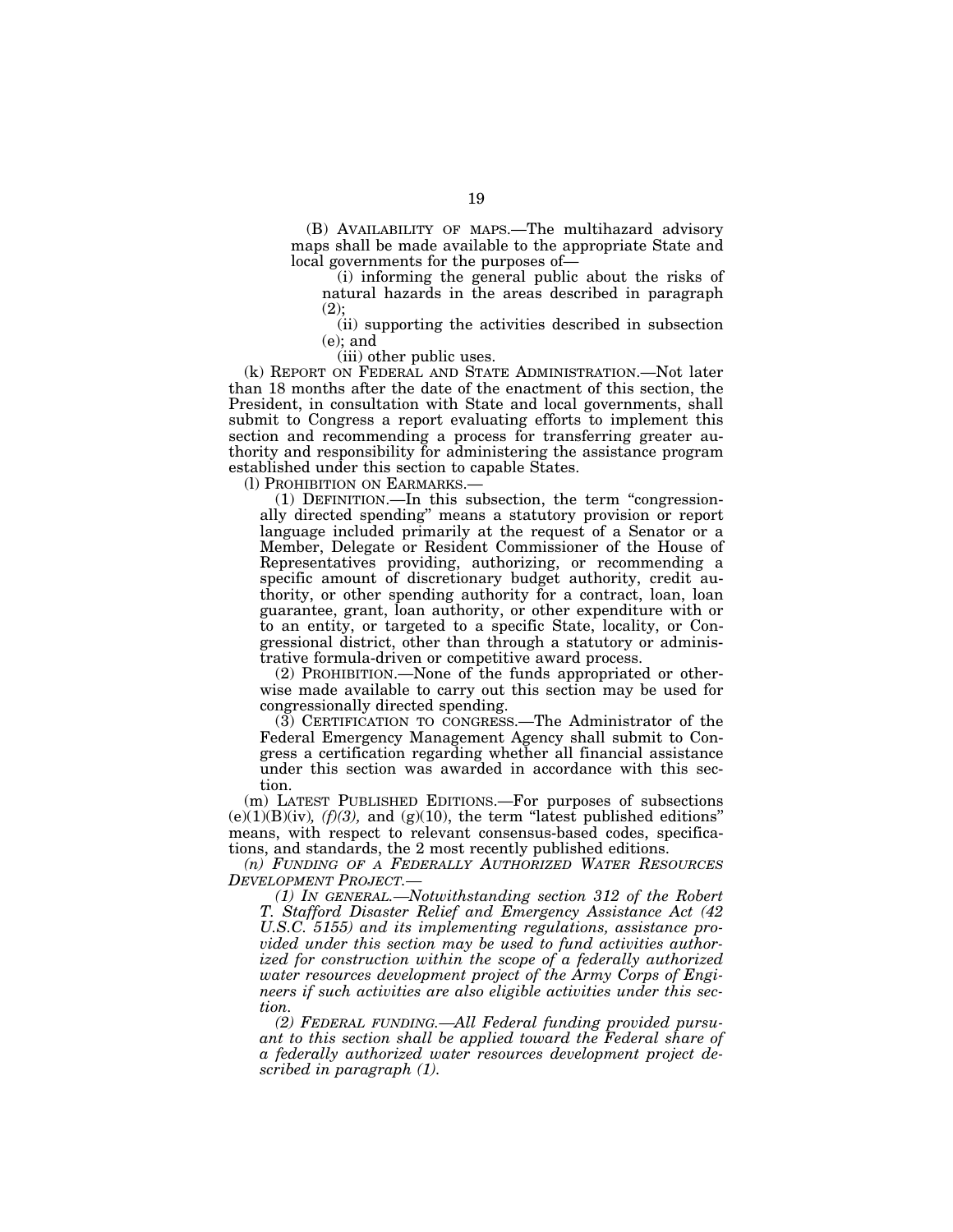(B) AVAILABILITY OF MAPS.—The multihazard advisory maps shall be made available to the appropriate State and local governments for the purposes of—

(i) informing the general public about the risks of natural hazards in the areas described in paragraph (2);

(ii) supporting the activities described in subsection (e); and

(iii) other public uses.

(k) REPORT ON FEDERAL AND STATE ADMINISTRATION.—Not later than 18 months after the date of the enactment of this section, the President, in consultation with State and local governments, shall submit to Congress a report evaluating efforts to implement this section and recommending a process for transferring greater authority and responsibility for administering the assistance program established under this section to capable States.

(l) PROHIBITION ON EARMARKS.—

(1) DEFINITION.—In this subsection, the term "congressionally directed spending" means a statutory provision or report language included primarily at the request of a Senator or a Member, Delegate or Resident Commissioner of the House of Representatives providing, authorizing, or recommending a specific amount of discretionary budget authority, credit authority, or other spending authority for a contract, loan, loan guarantee, grant, loan authority, or other expenditure with or to an entity, or targeted to a specific State, locality, or Congressional district, other than through a statutory or administrative formula-driven or competitive award process.

(2) PROHIBITION.—None of the funds appropriated or otherwise made available to carry out this section may be used for congressionally directed spending.

(3) CERTIFICATION TO CONGRESS.—The Administrator of the Federal Emergency Management Agency shall submit to Congress a certification regarding whether all financial assistance under this section was awarded in accordance with this section.

(m) LATEST PUBLISHED EDITIONS.—For purposes of subsections (e)(1)(B)(iv)*, (f)(3),* and (g)(10), the term "latest published editions" means, with respect to relevant consensus-based codes, specifications, and standards, the 2 most recently published editions.

*(n) FUNDING OF A FEDERALLY AUTHORIZED WATER RESOURCES DEVELOPMENT PROJECT.—*

*(1) IN GENERAL.—Notwithstanding section 312 of the Robert T. Stafford Disaster Relief and Emergency Assistance Act (42 U.S.C. 5155) and its implementing regulations, assistance provided under this section may be used to fund activities authorized for construction within the scope of a federally authorized water resources development project of the Army Corps of Engineers if such activities are also eligible activities under this section.*

*(2) FEDERAL FUNDING.—All Federal funding provided pursuant to this section shall be applied toward the Federal share of a federally authorized water resources development project described in paragraph (1).*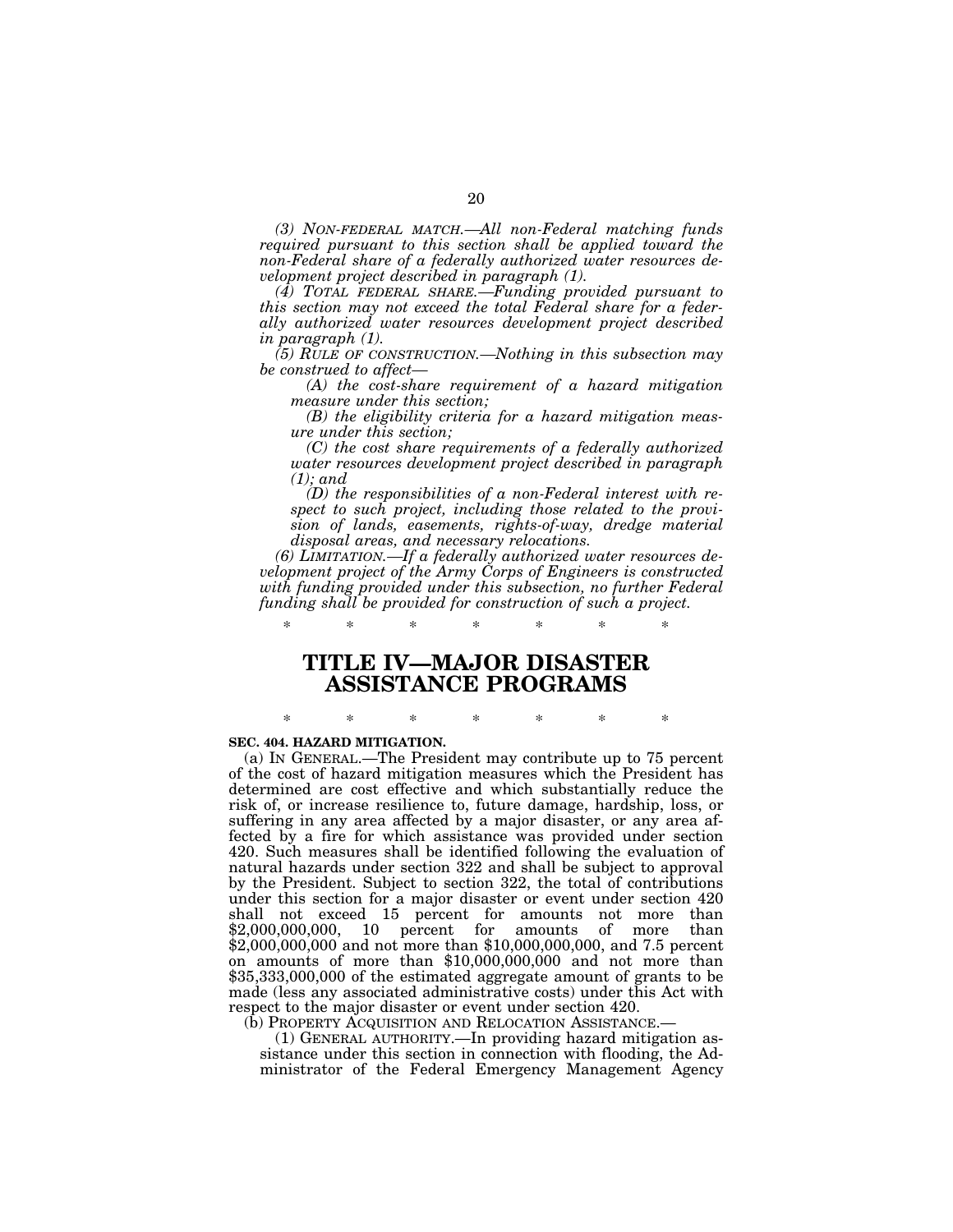*(3) NON-FEDERAL MATCH.—All non-Federal matching funds required pursuant to this section shall be applied toward the non-Federal share of a federally authorized water resources development project described in paragraph (1).*

*(4) TOTAL FEDERAL SHARE.—Funding provided pursuant to this section may not exceed the total Federal share for a federally authorized water resources development project described in paragraph (1).*

*(5) RULE OF CONSTRUCTION.—Nothing in this subsection may be construed to affect—*

*(A) the cost-share requirement of a hazard mitigation measure under this section;*

*(B) the eligibility criteria for a hazard mitigation measure under this section;*

*(C) the cost share requirements of a federally authorized water resources development project described in paragraph (1); and*

*(D) the responsibilities of a non-Federal interest with respect to such project, including those related to the provision of lands, easements, rights-of-way, dredge material disposal areas, and necessary relocations.*

*(6) LIMITATION.—If a federally authorized water resources development project of the Army Corps of Engineers is constructed with funding provided under this subsection, no further Federal funding shall be provided for construction of such a project.*

\* \* \* \* \* \* \*

# TITLE IV—MAJOR DISASTER ASSISTANCE PROGRAMS

\* \* \* \* \* \* \*

**SEC. 404. HAZARD MITIGATION.**

(a) IN GENERAL.—The President may contribute up to 75 percent of the cost of hazard mitigation measures which the President has determined are cost effective and which substantially reduce the risk of, or increase resilience to, future damage, hardship, loss, or suffering in any area affected by a major disaster, or any area affected by a fire for which assistance was provided under section 420. Such measures shall be identified following the evaluation of natural hazards under section 322 and shall be subject to approval by the President. Subject to section 322, the total of contributions under this section for a major disaster or event under section 420 shall not exceed 15 percent for amounts not more than $2,000,000,000, 10 percent for amounts of more than $2,000,000,000 and not more than $10,000,000,000, and 7.5 percent on amounts of more than $10,000,000,000 and not more than $35,333,000,000 of the estimated aggregate amount of grants to be made (less any associated administrative costs) under this Act with respect to the major disaster or event under section 420.

(b) PROPERTY ACQUISITION AND RELOCATION ASSISTANCE.—

(1) GENERAL AUTHORITY.—In providing hazard mitigation assistance under this section in connection with flooding, the Administrator of the Federal Emergency Management Agency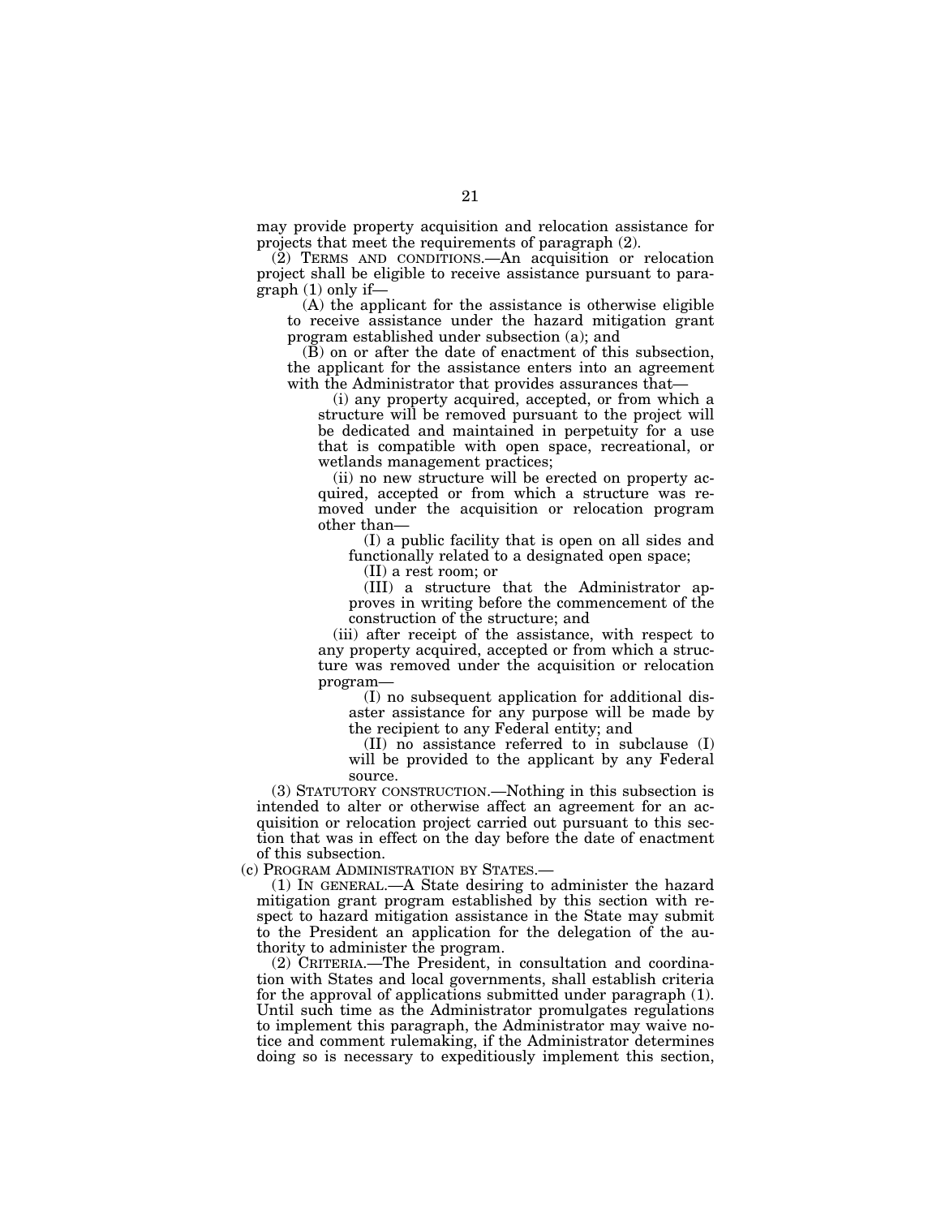may provide property acquisition and relocation assistance for projects that meet the requirements of paragraph (2).

(2) TERMS AND CONDITIONS.—An acquisition or relocation project shall be eligible to receive assistance pursuant to paragraph (1) only if—

(A) the applicant for the assistance is otherwise eligible to receive assistance under the hazard mitigation grant program established under subsection (a); and

(B) on or after the date of enactment of this subsection, the applicant for the assistance enters into an agreement with the Administrator that provides assurances that—

(i) any property acquired, accepted, or from which a structure will be removed pursuant to the project will be dedicated and maintained in perpetuity for a use that is compatible with open space, recreational, or wetlands management practices;

(ii) no new structure will be erected on property acquired, accepted or from which a structure was removed under the acquisition or relocation program other than—

(I) a public facility that is open on all sides and functionally related to a designated open space;

(II) a rest room; or

(III) a structure that the Administrator approves in writing before the commencement of the construction of the structure; and

(iii) after receipt of the assistance, with respect to any property acquired, accepted or from which a structure was removed under the acquisition or relocation program—

(I) no subsequent application for additional disaster assistance for any purpose will be made by the recipient to any Federal entity; and

(II) no assistance referred to in subclause (I) will be provided to the applicant by any Federal source.

(3) STATUTORY CONSTRUCTION.—Nothing in this subsection is intended to alter or otherwise affect an agreement for an acquisition or relocation project carried out pursuant to this section that was in effect on the day before the date of enactment of this subsection.

(c) PROGRAM ADMINISTRATION BY STATES.—

(1) IN GENERAL.—A State desiring to administer the hazard mitigation grant program established by this section with respect to hazard mitigation assistance in the State may submit to the President an application for the delegation of the authority to administer the program.

(2) CRITERIA.—The President, in consultation and coordination with States and local governments, shall establish criteria for the approval of applications submitted under paragraph (1). Until such time as the Administrator promulgates regulations to implement this paragraph, the Administrator may waive notice and comment rulemaking, if the Administrator determines doing so is necessary to expeditiously implement this section,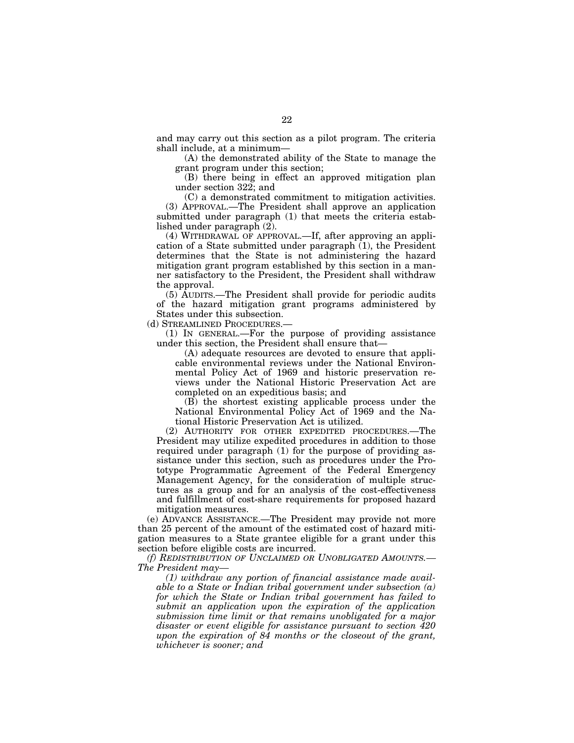and may carry out this section as a pilot program. The criteria shall include, at a minimum—

(A) the demonstrated ability of the State to manage the grant program under this section;

(B) there being in effect an approved mitigation plan under section 322; and

(C) a demonstrated commitment to mitigation activities.

(3) APPROVAL.—The President shall approve an application submitted under paragraph (1) that meets the criteria established under paragraph (2).

(4) WITHDRAWAL OF APPROVAL.—If, after approving an application of a State submitted under paragraph (1), the President determines that the State is not administering the hazard mitigation grant program established by this section in a manner satisfactory to the President, the President shall withdraw the approval.

(5) AUDITS.—The President shall provide for periodic audits of the hazard mitigation grant programs administered by States under this subsection.

(d) STREAMLINED PROCEDURES.—

(1) IN GENERAL.—For the purpose of providing assistance under this section, the President shall ensure that—

(A) adequate resources are devoted to ensure that applicable environmental reviews under the National Environmental Policy Act of 1969 and historic preservation reviews under the National Historic Preservation Act are completed on an expeditious basis; and

(B) the shortest existing applicable process under the National Environmental Policy Act of 1969 and the National Historic Preservation Act is utilized.

(2) AUTHORITY FOR OTHER EXPEDITED PROCEDURES.—The President may utilize expedited procedures in addition to those required under paragraph (1) for the purpose of providing assistance under this section, such as procedures under the Prototype Programmatic Agreement of the Federal Emergency Management Agency, for the consideration of multiple structures as a group and for an analysis of the cost-effectiveness and fulfillment of cost-share requirements for proposed hazard mitigation measures.

(e) ADVANCE ASSISTANCE.—The President may provide not more than 25 percent of the amount of the estimated cost of hazard mitigation measures to a State grantee eligible for a grant under this section before eligible costs are incurred.

*(f) REDISTRIBUTION OF UNCLAIMED OR UNOBLIGATED AMOUNTS.—The President may—*

*(1) withdraw any portion of financial assistance made available to a State or Indian tribal government under subsection (a) for which the State or Indian tribal government has failed to submit an application upon the expiration of the application submission time limit or that remains unobligated for a major disaster or event eligible for assistance pursuant to section 420 upon the expiration of 84 months or the closeout of the grant, whichever is sooner; and*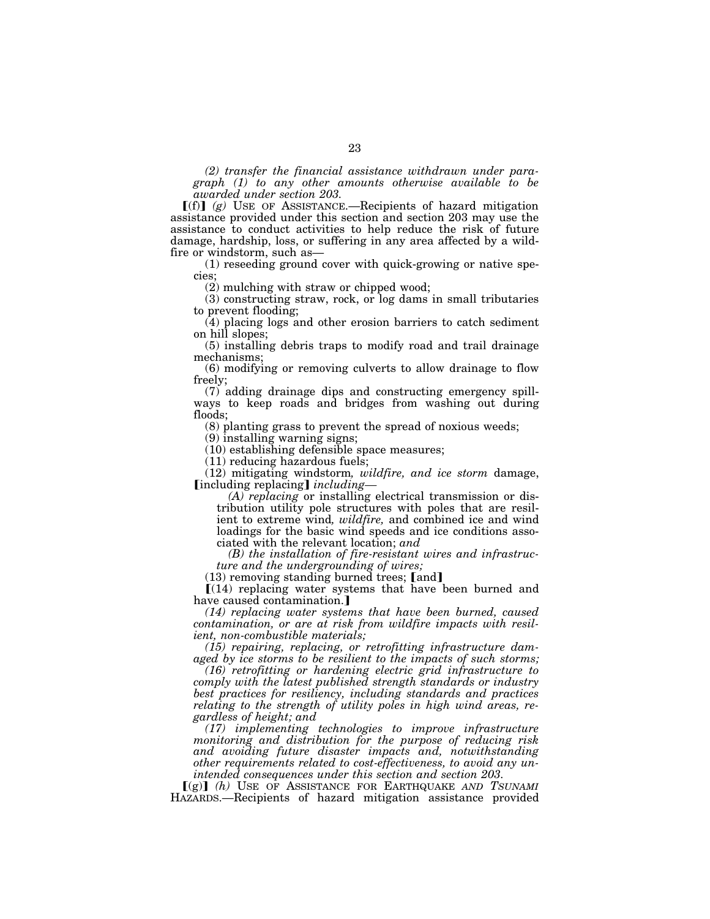*(2) transfer the financial assistance withdrawn under paragraph (1) to any other amounts otherwise available to be awarded under section 203.*

【(f)】 *(g)* USE OF ASSISTANCE.—Recipients of hazard mitigation assistance provided under this section and section 203 may use the assistance to conduct activities to help reduce the risk of future damage, hardship, loss, or suffering in any area affected by a wildfire or windstorm, such as—

(1) reseeding ground cover with quick-growing or native species;

(2) mulching with straw or chipped wood;

(3) constructing straw, rock, or log dams in small tributaries to prevent flooding;

(4) placing logs and other erosion barriers to catch sediment on hill slopes;

(5) installing debris traps to modify road and trail drainage mechanisms;

(6) modifying or removing culverts to allow drainage to flow freely;

(7) adding drainage dips and constructing emergency spillways to keep roads and bridges from washing out during floods;

(8) planting grass to prevent the spread of noxious weeds;

(9) installing warning signs;

(10) establishing defensible space measures;

(11) reducing hazardous fuels;

(12) mitigating windstorm*, wildfire, and ice storm* damage, 【including replacing】 *including—*

*(A) replacing* or installing electrical transmission or distribution utility pole structures with poles that are resilient to extreme wind*, wildfire,* and combined ice and wind loadings for the basic wind speeds and ice conditions associated with the relevant location; *and*

*(B) the installation of fire-resistant wires and infrastructure and the undergrounding of wires;*

(13) removing standing burned trees; 【and】

【(14) replacing water systems that have been burned and have caused contamination.】

*(14) replacing water systems that have been burned, caused contamination, or are at risk from wildfire impacts with resilient, non-combustible materials;*

*(15) repairing, replacing, or retrofitting infrastructure damaged by ice storms to be resilient to the impacts of such storms;*

*(16) retrofitting or hardening electric grid infrastructure to comply with the latest published strength standards or industry best practices for resiliency, including standards and practices relating to the strength of utility poles in high wind areas, regardless of height; and*

*(17) implementing technologies to improve infrastructure monitoring and distribution for the purpose of reducing risk and avoiding future disaster impacts and, notwithstanding other requirements related to cost-effectiveness, to avoid any unintended consequences under this section and section 203.*

【(g)】 *(h)* USE OF ASSISTANCE FOR EARTHQUAKE *AND TSUNAMI* HAZARDS.—Recipients of hazard mitigation assistance provided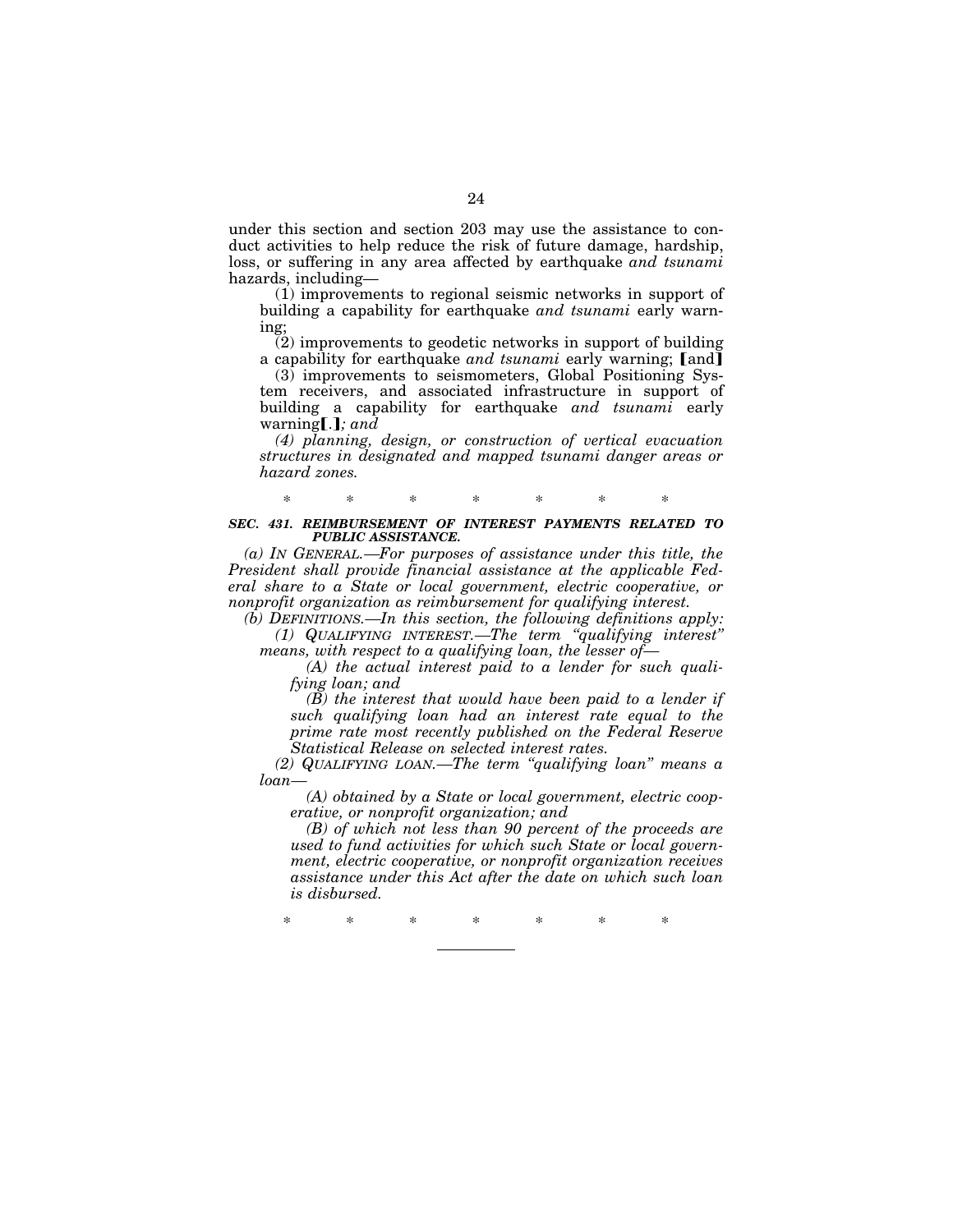under this section and section 203 may use the assistance to conduct activities to help reduce the risk of future damage, hardship, loss, or suffering in any area affected by earthquake *and tsunami* hazards, including—

(1) improvements to regional seismic networks in support of building a capability for earthquake *and tsunami* early warning;

(2) improvements to geodetic networks in support of building a capability for earthquake *and tsunami* early warning; [and]

(3) improvements to seismometers, Global Positioning System receivers, and associated infrastructure in support of building a capability for earthquake *and tsunami* early warning[.]*; and*

*(4) planning, design, or construction of vertical evacuation structures in designated and mapped tsunami danger areas or hazard zones.*

\* \* \* \* \* \* \*

***SEC. 431. REIMBURSEMENT OF INTEREST PAYMENTS RELATED TO PUBLIC ASSISTANCE.***

*(a) IN GENERAL.—For purposes of assistance under this title, the President shall provide financial assistance at the applicable Federal share to a State or local government, electric cooperative, or nonprofit organization as reimbursement for qualifying interest.*

*(b) DEFINITIONS.—In this section, the following definitions apply:*

*(1) QUALIFYING INTEREST.—The term "qualifying interest" means, with respect to a qualifying loan, the lesser of—*

*(A) the actual interest paid to a lender for such qualifying loan; and*

*(B) the interest that would have been paid to a lender if such qualifying loan had an interest rate equal to the prime rate most recently published on the Federal Reserve Statistical Release on selected interest rates.*

*(2) QUALIFYING LOAN.—The term "qualifying loan" means a loan—*

*(A) obtained by a State or local government, electric cooperative, or nonprofit organization; and*

*(B) of which not less than 90 percent of the proceeds are used to fund activities for which such State or local government, electric cooperative, or nonprofit organization receives assistance under this Act after the date on which such loan is disbursed.*

\* \* \* \* \* \* \*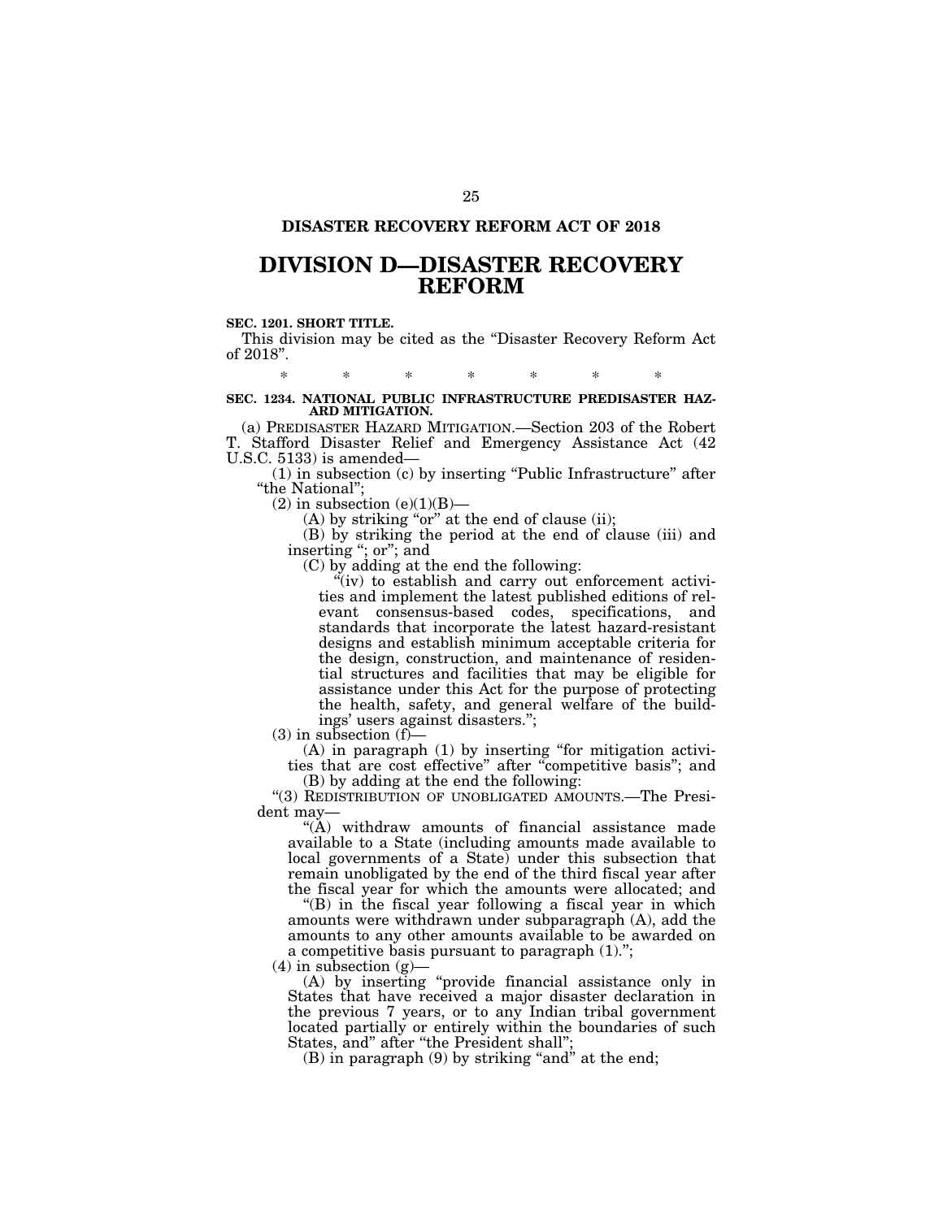**DISASTER RECOVERY REFORM ACT OF 2018**

# DIVISION D—DISASTER RECOVERY REFORM

**SEC. 1201. SHORT TITLE.**

This division may be cited as the "Disaster Recovery Reform Act of 2018".

\*　　\*　　\*　　\*　　\*　　\*　　\*

**SEC. 1234. NATIONAL PUBLIC INFRASTRUCTURE PREDISASTER HAZARD MITIGATION.**

(a) PREDISASTER HAZARD MITIGATION.—Section 203 of the Robert T. Stafford Disaster Relief and Emergency Assistance Act (42 U.S.C. 5133) is amended—

(1) in subsection (c) by inserting "Public Infrastructure" after "the National";

(2) in subsection (e)(1)(B)—

(A) by striking "or" at the end of clause (ii);

(B) by striking the period at the end of clause (iii) and inserting "; or"; and

(C) by adding at the end the following:

"(iv) to establish and carry out enforcement activities and implement the latest published editions of relevant consensus-based codes, specifications, and standards that incorporate the latest hazard-resistant designs and establish minimum acceptable criteria for the design, construction, and maintenance of residential structures and facilities that may be eligible for assistance under this Act for the purpose of protecting the health, safety, and general welfare of the buildings' users against disasters.";

(3) in subsection (f)—

(A) in paragraph (1) by inserting "for mitigation activities that are cost effective" after "competitive basis"; and

(B) by adding at the end the following:

"(3) REDISTRIBUTION OF UNOBLIGATED AMOUNTS.—The President may—

"(A) withdraw amounts of financial assistance made available to a State (including amounts made available to local governments of a State) under this subsection that remain unobligated by the end of the third fiscal year after the fiscal year for which the amounts were allocated; and

"(B) in the fiscal year following a fiscal year in which amounts were withdrawn under subparagraph (A), add the amounts to any other amounts available to be awarded on a competitive basis pursuant to paragraph (1).";

(4) in subsection (g)—

(A) by inserting "provide financial assistance only in States that have received a major disaster declaration in the previous 7 years, or to any Indian tribal government located partially or entirely within the boundaries of such States, and" after "the President shall";

(B) in paragraph (9) by striking "and" at the end;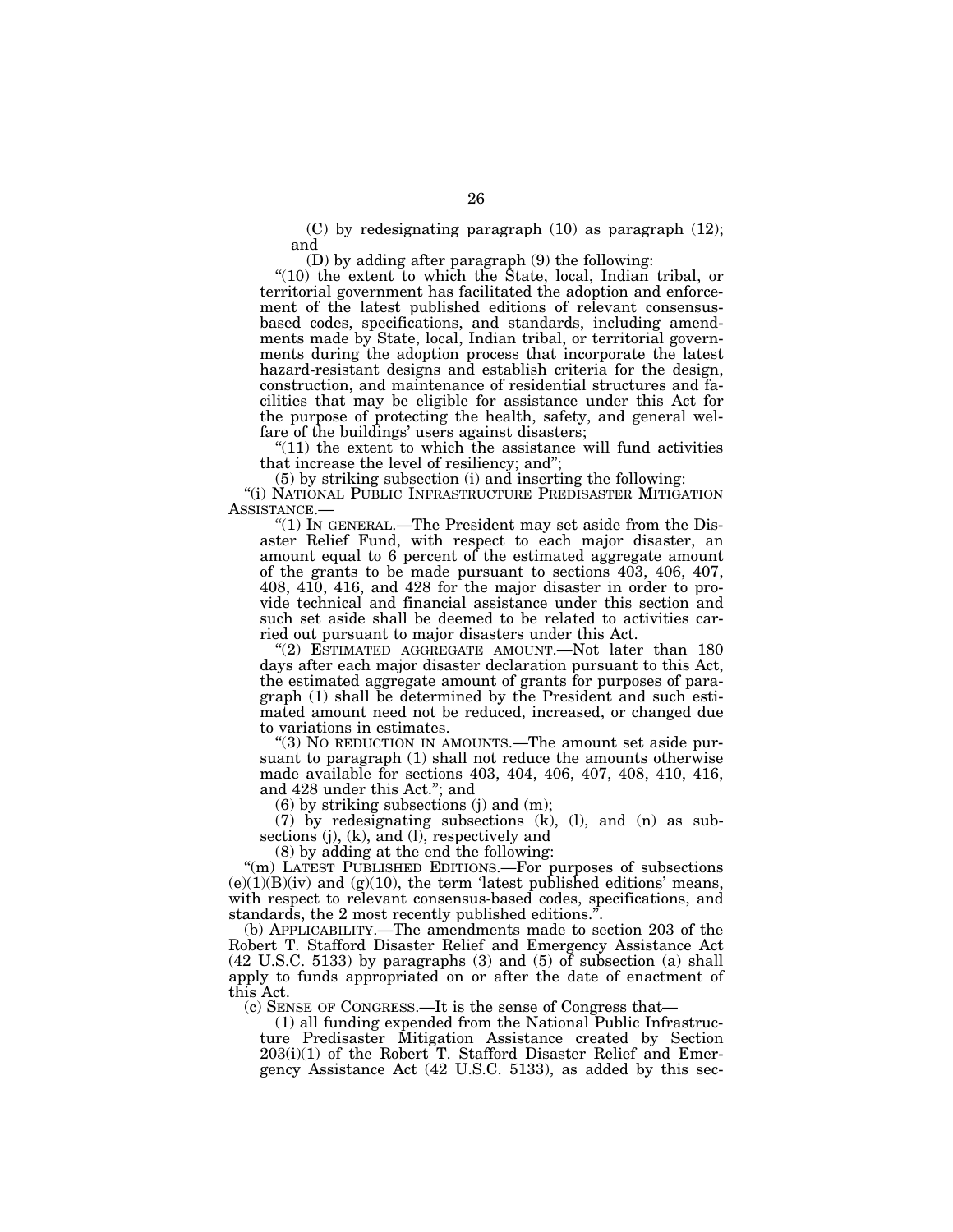(C) by redesignating paragraph (10) as paragraph (12); and

(D) by adding after paragraph (9) the following:

"(10) the extent to which the State, local, Indian tribal, or territorial government has facilitated the adoption and enforcement of the latest published editions of relevant consensus-based codes, specifications, and standards, including amendments made by State, local, Indian tribal, or territorial governments during the adoption process that incorporate the latest hazard-resistant designs and establish criteria for the design, construction, and maintenance of residential structures and facilities that may be eligible for assistance under this Act for the purpose of protecting the health, safety, and general welfare of the buildings' users against disasters;

"(11) the extent to which the assistance will fund activities that increase the level of resiliency; and";

(5) by striking subsection (i) and inserting the following:

"(i) NATIONAL PUBLIC INFRASTRUCTURE PREDISASTER MITIGATION ASSISTANCE.—

"(1) IN GENERAL.—The President may set aside from the Disaster Relief Fund, with respect to each major disaster, an amount equal to 6 percent of the estimated aggregate amount of the grants to be made pursuant to sections 403, 406, 407, 408, 410, 416, and 428 for the major disaster in order to provide technical and financial assistance under this section and such set aside shall be deemed to be related to activities carried out pursuant to major disasters under this Act.

"(2) ESTIMATED AGGREGATE AMOUNT.—Not later than 180 days after each major disaster declaration pursuant to this Act, the estimated aggregate amount of grants for purposes of paragraph (1) shall be determined by the President and such estimated amount need not be reduced, increased, or changed due to variations in estimates.

"(3) NO REDUCTION IN AMOUNTS.—The amount set aside pursuant to paragraph (1) shall not reduce the amounts otherwise made available for sections 403, 404, 406, 407, 408, 410, 416, and 428 under this Act."; and

(6) by striking subsections (j) and (m);

(7) by redesignating subsections (k), (l), and (n) as subsections (j), (k), and (l), respectively and

(8) by adding at the end the following:

"(m) LATEST PUBLISHED EDITIONS.—For purposes of subsections (e)(1)(B)(iv) and (g)(10), the term 'latest published editions' means, with respect to relevant consensus-based codes, specifications, and standards, the 2 most recently published editions.".

(b) APPLICABILITY.—The amendments made to section 203 of the Robert T. Stafford Disaster Relief and Emergency Assistance Act (42 U.S.C. 5133) by paragraphs (3) and (5) of subsection (a) shall apply to funds appropriated on or after the date of enactment of this Act.

(c) SENSE OF CONGRESS.—It is the sense of Congress that—

(1) all funding expended from the National Public Infrastructure Predisaster Mitigation Assistance created by Section 203(i)(1) of the Robert T. Stafford Disaster Relief and Emergency Assistance Act (42 U.S.C. 5133), as added by this sec-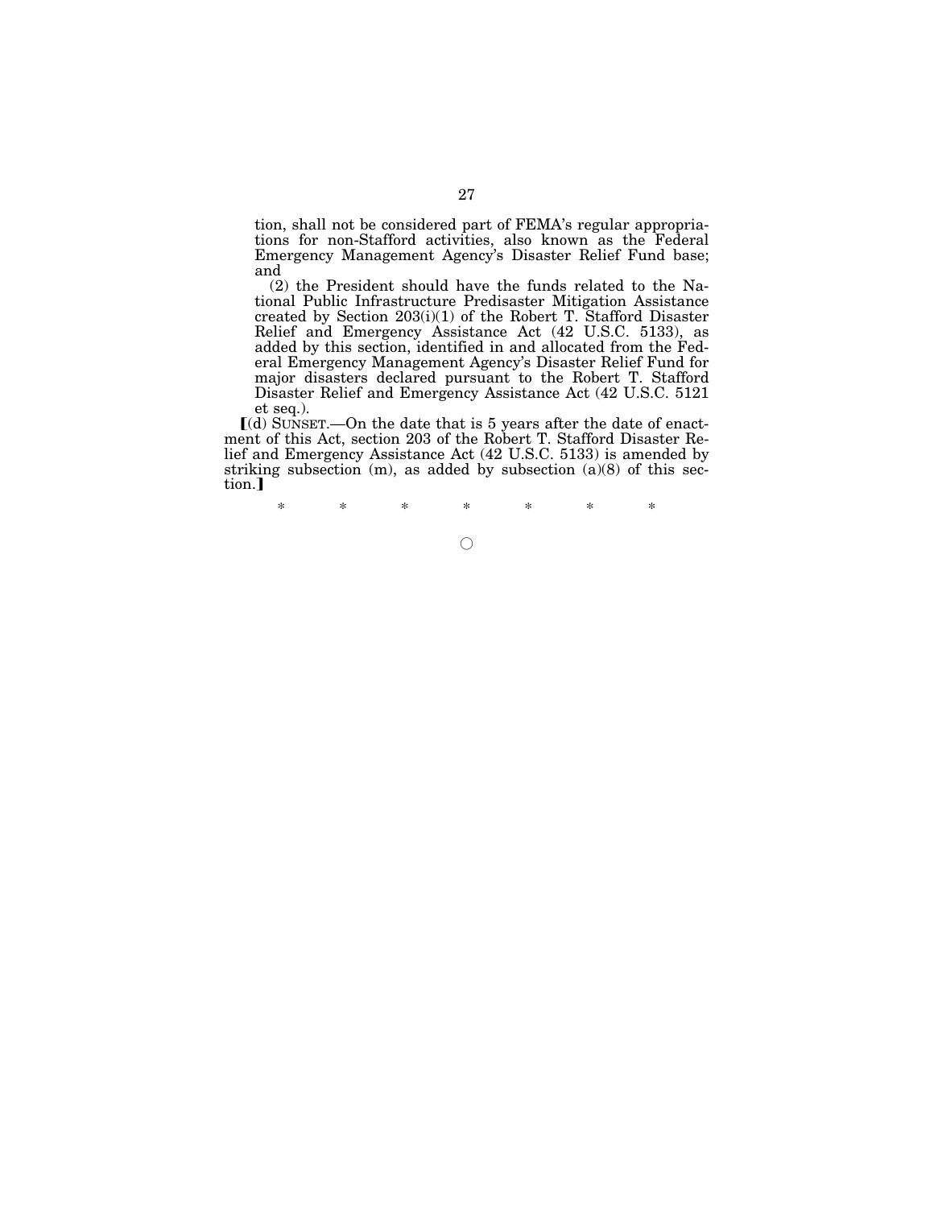tion, shall not be considered part of FEMA's regular appropriations for non-Stafford activities, also known as the Federal Emergency Management Agency's Disaster Relief Fund base; and

(2) the President should have the funds related to the National Public Infrastructure Predisaster Mitigation Assistance created by Section 203(i)(1) of the Robert T. Stafford Disaster Relief and Emergency Assistance Act (42 U.S.C. 5133), as added by this section, identified in and allocated from the Federal Emergency Management Agency's Disaster Relief Fund for major disasters declared pursuant to the Robert T. Stafford Disaster Relief and Emergency Assistance Act (42 U.S.C. 5121 et seq.).

【(d) SUNSET.—On the date that is 5 years after the date of enactment of this Act, section 203 of the Robert T. Stafford Disaster Relief and Emergency Assistance Act (42 U.S.C. 5133) is amended by striking subsection (m), as added by subsection (a)(8) of this section.】

\* \* \* \* \* \* \*